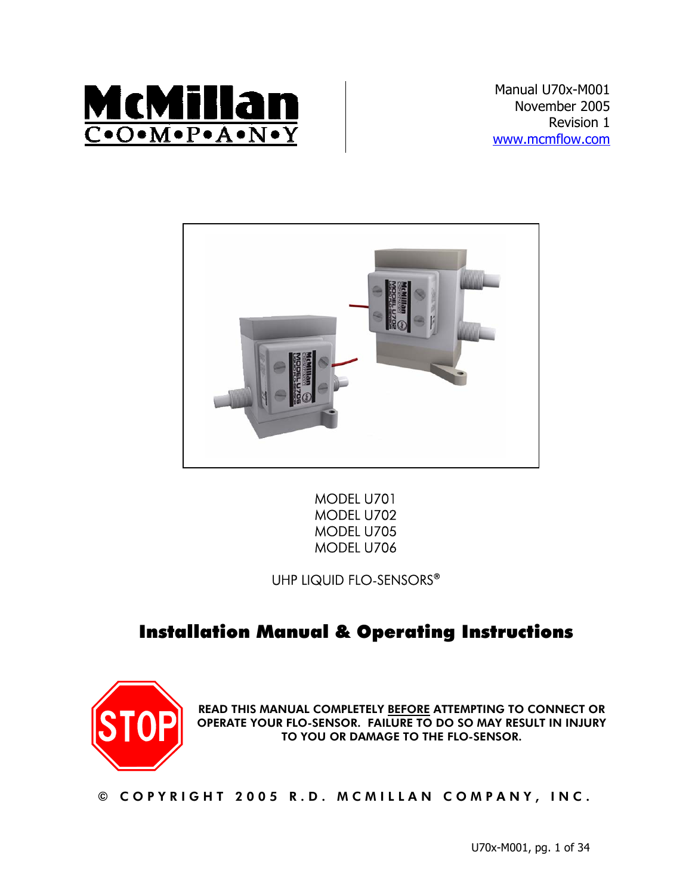McMillan C•O•M•P•A•N•Y

Manual U70x-M001
November 2005
Revision 1
www.mcmflow.com

MODEL U701
MODEL U702
MODEL U705
MODEL U706

UHP LIQUID FLO-SENSORS®

# Installation Manual & Operating Instructions

STOP

**READ THIS MANUAL COMPLETELY BEFORE ATTEMPTING TO CONNECT OR OPERATE YOUR FLO-SENSOR. FAILURE TO DO SO MAY RESULT IN INJURY TO YOU OR DAMAGE TO THE FLO-SENSOR.**

© COPYRIGHT 2005 R.D. MCMILLAN COMPANY, INC.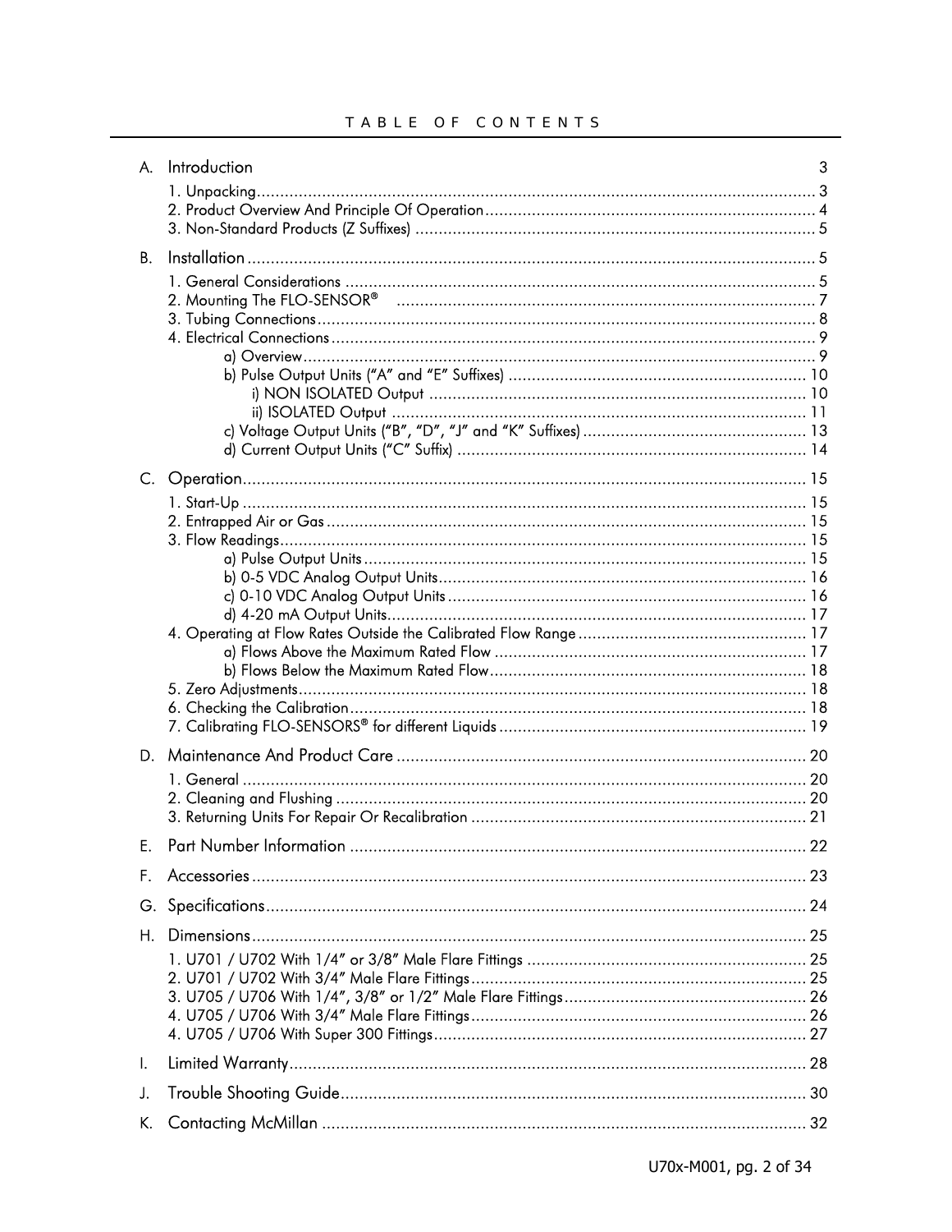# TABLE OF CONTENTS

A. Introduction 3
- 1. Unpacking........ 3
- 2. Product Overview And Principle Of Operation........ 4
- 3. Non-Standard Products (Z Suffixes) ........ 5

B. Installation........ 5
- 1. General Considerations ........ 5
- 2. Mounting The FLO-SENSOR® ........ 7
- 3. Tubing Connections........ 8
- 4. Electrical Connections........ 9
  - a) Overview........ 9
  - b) Pulse Output Units ("A" and "E" Suffixes) ........ 10
    - i) NON ISOLATED Output ........ 10
    - ii) ISOLATED Output ........ 11
  - c) Voltage Output Units ("B", "D", "J" and "K" Suffixes) ........ 13
  - d) Current Output Units ("C" Suffix) ........ 14

C. Operation........ 15
- 1. Start-Up ........ 15
- 2. Entrapped Air or Gas........ 15
- 3. Flow Readings........ 15
  - a) Pulse Output Units........ 15
  - b) 0-5 VDC Analog Output Units........ 16
  - c) 0-10 VDC Analog Output Units ........ 16
  - d) 4-20 mA Output Units........ 17
- 4. Operating at Flow Rates Outside the Calibrated Flow Range ........ 17
  - a) Flows Above the Maximum Rated Flow ........ 17
  - b) Flows Below the Maximum Rated Flow........ 18
- 5. Zero Adjustments........ 18
- 6. Checking the Calibration........ 18
- 7. Calibrating FLO-SENSORS® for different Liquids ........ 19

D. Maintenance And Product Care ........ 20
- 1. General ........ 20
- 2. Cleaning and Flushing ........ 20
- 3. Returning Units For Repair Or Recalibration ........ 21

E. Part Number Information ........ 22

F. Accessories........ 23

G. Specifications........ 24

H. Dimensions........ 25
- 1. U701 / U702 With 1/4" or 3/8" Male Flare Fittings ........ 25
- 2. U701 / U702 With 3/4" Male Flare Fittings........ 25
- 3. U705 / U706 With 1/4", 3/8" or 1/2" Male Flare Fittings........ 26
- 4. U705 / U706 With 3/4" Male Flare Fittings........ 26
- 4. U705 / U706 With Super 300 Fittings........ 27

I. Limited Warranty........ 28

J. Trouble Shooting Guide........ 30

K. Contacting McMillan ........ 32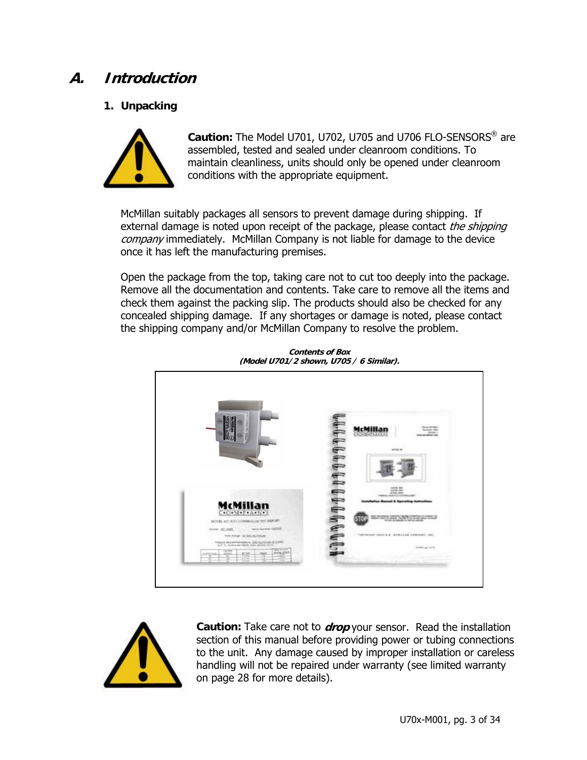# A. *Introduction*

## 1. Unpacking

**Caution:** The Model U701, U702, U705 and U706 FLO-SENSORS® are assembled, tested and sealed under cleanroom conditions. To maintain cleanliness, units should only be opened under cleanroom conditions with the appropriate equipment.

McMillan suitably packages all sensors to prevent damage during shipping. If external damage is noted upon receipt of the package, please contact *the shipping company* immediately. McMillan Company is not liable for damage to the device once it has left the manufacturing premises.

Open the package from the top, taking care not to cut too deeply into the package. Remove all the documentation and contents. Take care to remove all the items and check them against the packing slip. The products should also be checked for any concealed shipping damage. If any shortages or damage is noted, please contact the shipping company and/or McMillan Company to resolve the problem.

***Contents of Box***
***(Model U701/2 shown, U705 / 6 Similar).***

**Caution:** Take care not to ***drop*** your sensor. Read the installation section of this manual before providing power or tubing connections to the unit. Any damage caused by improper installation or careless handling will not be repaired under warranty (see limited warranty on page 28 for more details).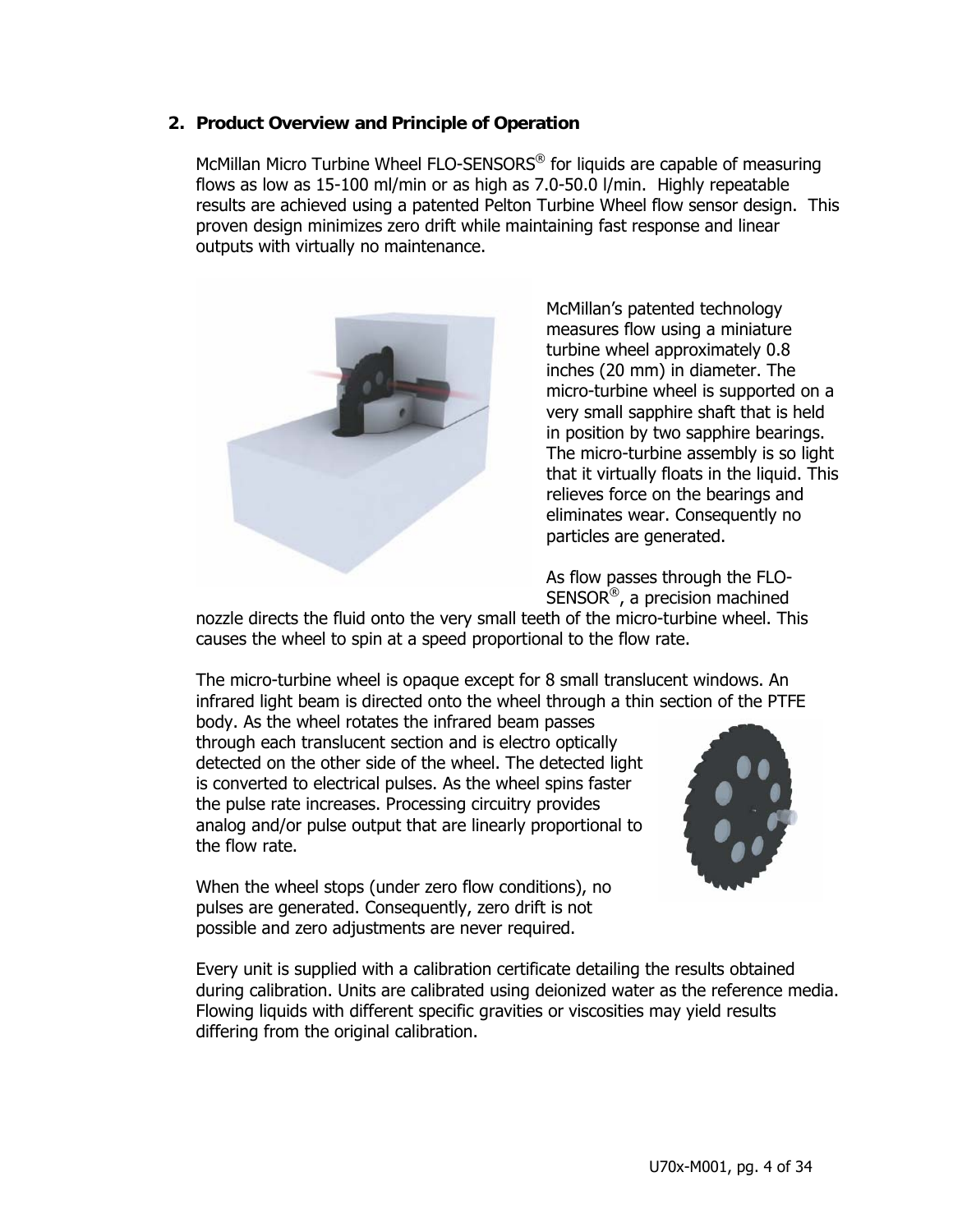## 2. Product Overview and Principle of Operation

McMillan Micro Turbine Wheel FLO-SENSORS® for liquids are capable of measuring flows as low as 15-100 ml/min or as high as 7.0-50.0 l/min. Highly repeatable results are achieved using a patented Pelton Turbine Wheel flow sensor design. This proven design minimizes zero drift while maintaining fast response and linear outputs with virtually no maintenance.

McMillan's patented technology measures flow using a miniature turbine wheel approximately 0.8 inches (20 mm) in diameter. The micro-turbine wheel is supported on a very small sapphire shaft that is held in position by two sapphire bearings. The micro-turbine assembly is so light that it virtually floats in the liquid. This relieves force on the bearings and eliminates wear. Consequently no particles are generated.

As flow passes through the FLO-SENSOR®, a precision machined nozzle directs the fluid onto the very small teeth of the micro-turbine wheel. This causes the wheel to spin at a speed proportional to the flow rate.

The micro-turbine wheel is opaque except for 8 small translucent windows. An infrared light beam is directed onto the wheel through a thin section of the PTFE body. As the wheel rotates the infrared beam passes through each translucent section and is electro optically detected on the other side of the wheel. The detected light is converted to electrical pulses. As the wheel spins faster the pulse rate increases. Processing circuitry provides analog and/or pulse output that are linearly proportional to the flow rate.

When the wheel stops (under zero flow conditions), no pulses are generated. Consequently, zero drift is not possible and zero adjustments are never required.

Every unit is supplied with a calibration certificate detailing the results obtained during calibration. Units are calibrated using deionized water as the reference media. Flowing liquids with different specific gravities or viscosities may yield results differing from the original calibration.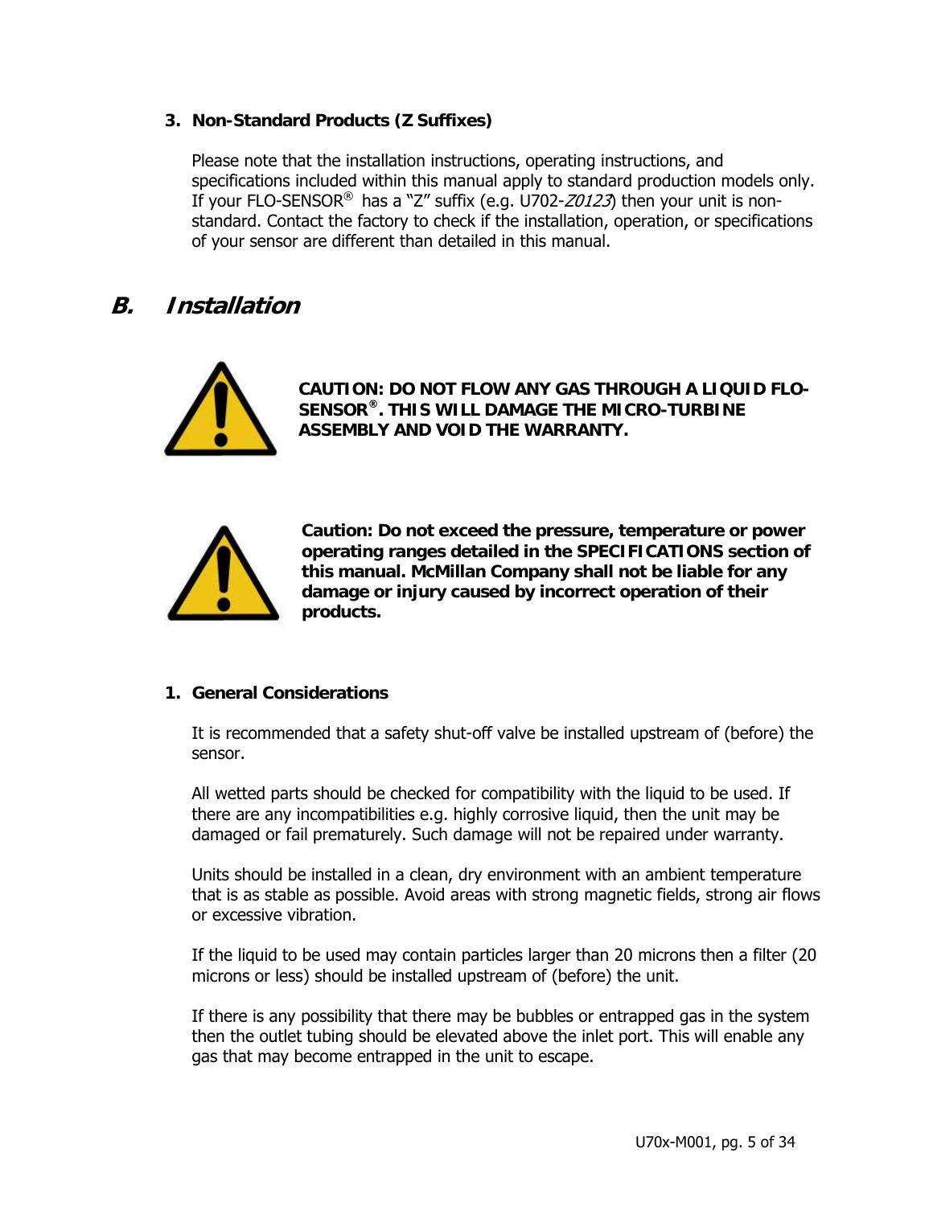### 3. Non-Standard Products (Z Suffixes)

Please note that the installation instructions, operating instructions, and specifications included within this manual apply to standard production models only. If your FLO-SENSOR® has a "Z" suffix (e.g. U702-*Z0123*) then your unit is non-standard. Contact the factory to check if the installation, operation, or specifications of your sensor are different than detailed in this manual.

## B. *Installation*

**CAUTION: DO NOT FLOW ANY GAS THROUGH A LIQUID FLO-SENSOR®. THIS WILL DAMAGE THE MICRO-TURBINE ASSEMBLY AND VOID THE WARRANTY.**

**Caution: Do not exceed the pressure, temperature or power operating ranges detailed in the SPECIFICATIONS section of this manual. McMillan Company shall not be liable for any damage or injury caused by incorrect operation of their products.**

### 1. General Considerations

It is recommended that a safety shut-off valve be installed upstream of (before) the sensor.

All wetted parts should be checked for compatibility with the liquid to be used. If there are any incompatibilities e.g. highly corrosive liquid, then the unit may be damaged or fail prematurely. Such damage will not be repaired under warranty.

Units should be installed in a clean, dry environment with an ambient temperature that is as stable as possible. Avoid areas with strong magnetic fields, strong air flows or excessive vibration.

If the liquid to be used may contain particles larger than 20 microns then a filter (20 microns or less) should be installed upstream of (before) the unit.

If there is any possibility that there may be bubbles or entrapped gas in the system then the outlet tubing should be elevated above the inlet port. This will enable any gas that may become entrapped in the unit to escape.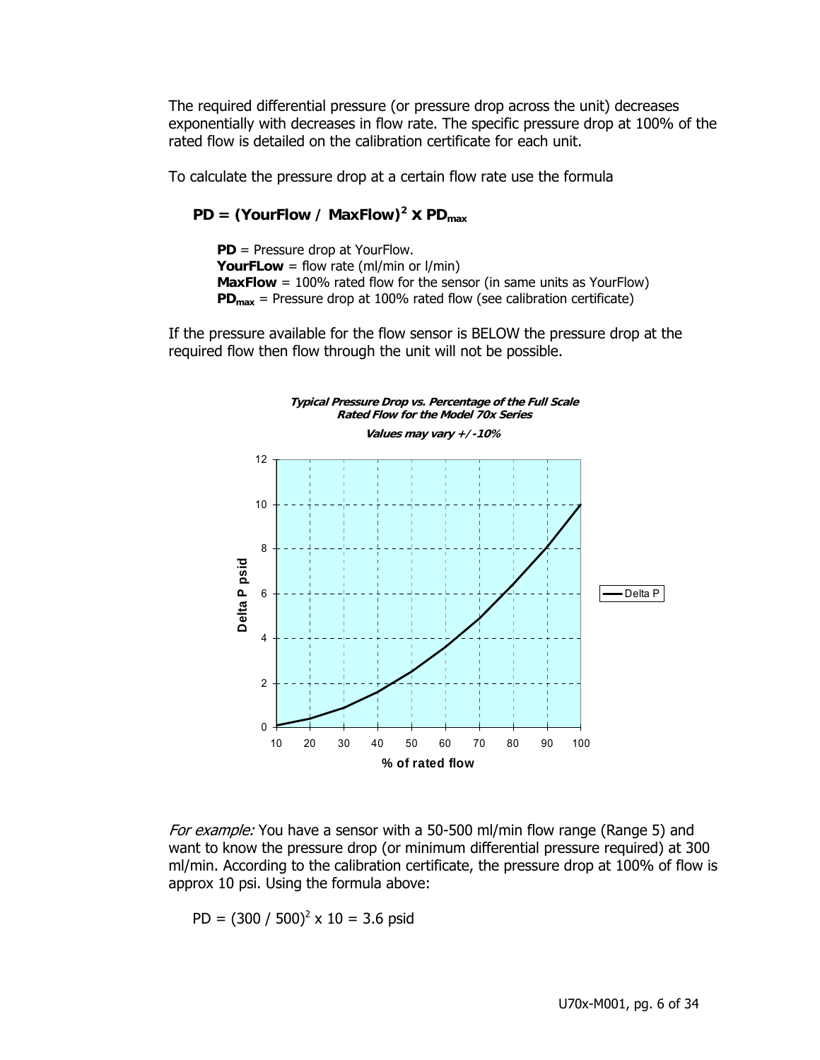The required differential pressure (or pressure drop across the unit) decreases exponentially with decreases in flow rate. The specific pressure drop at 100% of the rated flow is detailed on the calibration certificate for each unit.

To calculate the pressure drop at a certain flow rate use the formula

$$\mathbf{PD = (YourFlow\ /\ MaxFlow)^2 \times PD_{max}}$$

> **PD** = Pressure drop at YourFlow.
> **YourFLow** = flow rate (ml/min or l/min)
> **MaxFlow** = 100% rated flow for the sensor (in same units as YourFlow)
> $\mathbf{PD_{max}}$ = Pressure drop at 100% rated flow (see calibration certificate)

If the pressure available for the flow sensor is BELOW the pressure drop at the required flow then flow through the unit will not be possible.

***Typical Pressure Drop vs. Percentage of the Full Scale Rated Flow for the Model 70x Series***

***Values may vary +/-10%***

*For example:* You have a sensor with a 50-500 ml/min flow range (Range 5) and want to know the pressure drop (or minimum differential pressure required) at 300 ml/min. According to the calibration certificate, the pressure drop at 100% of flow is approx 10 psi. Using the formula above:

$$PD = (300 / 500)^2 \times 10 = 3.6 \text{ psid}$$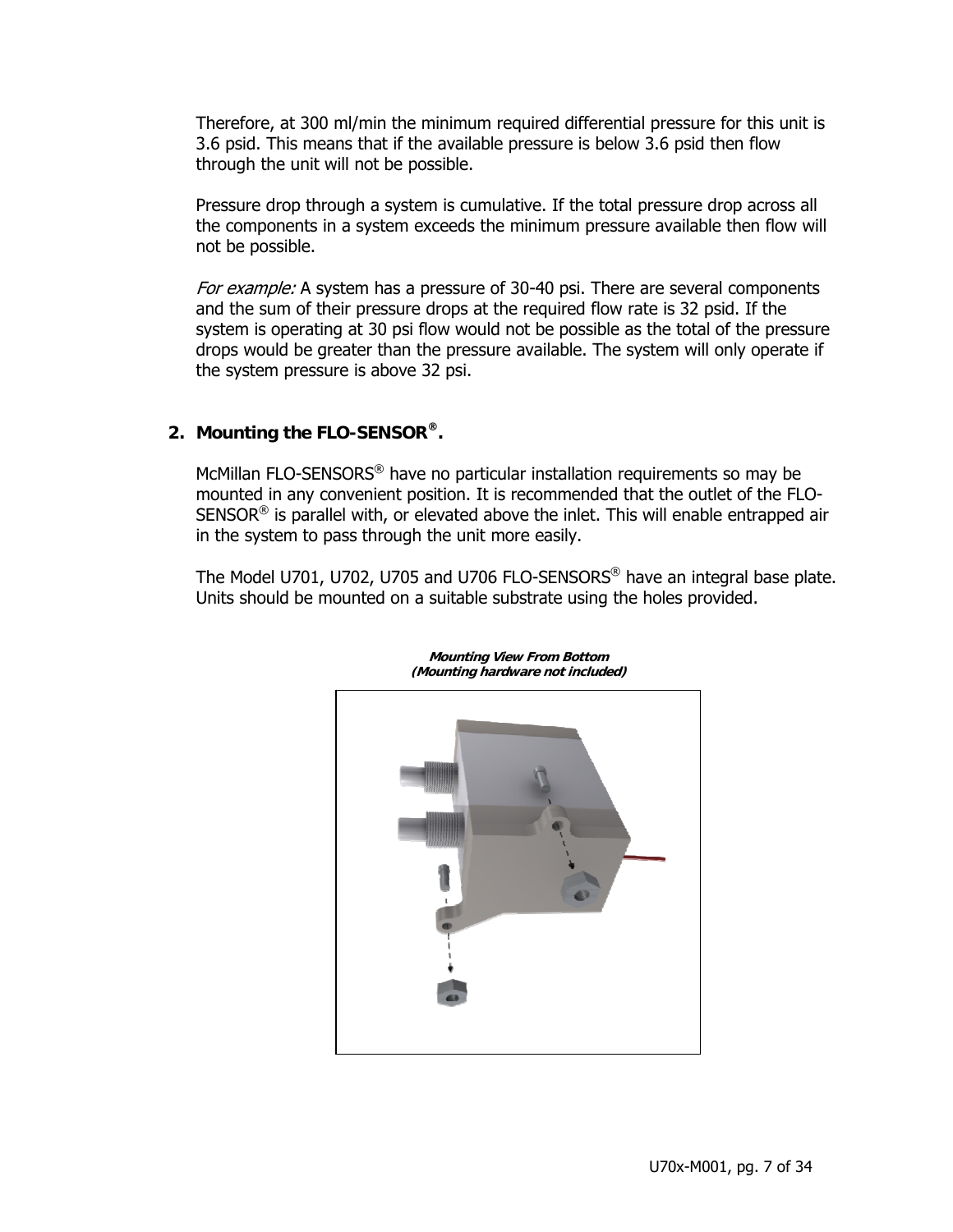Therefore, at 300 ml/min the minimum required differential pressure for this unit is 3.6 psid. This means that if the available pressure is below 3.6 psid then flow through the unit will not be possible.

Pressure drop through a system is cumulative. If the total pressure drop across all the components in a system exceeds the minimum pressure available then flow will not be possible.

*For example:* A system has a pressure of 30-40 psi. There are several components and the sum of their pressure drops at the required flow rate is 32 psid. If the system is operating at 30 psi flow would not be possible as the total of the pressure drops would be greater than the pressure available. The system will only operate if the system pressure is above 32 psi.

## 2. Mounting the FLO-SENSOR®.

McMillan FLO-SENSORS® have no particular installation requirements so may be mounted in any convenient position. It is recommended that the outlet of the FLO-SENSOR® is parallel with, or elevated above the inlet. This will enable entrapped air in the system to pass through the unit more easily.

The Model U701, U702, U705 and U706 FLO-SENSORS® have an integral base plate. Units should be mounted on a suitable substrate using the holes provided.

***Mounting View From Bottom***
***(Mounting hardware not included)***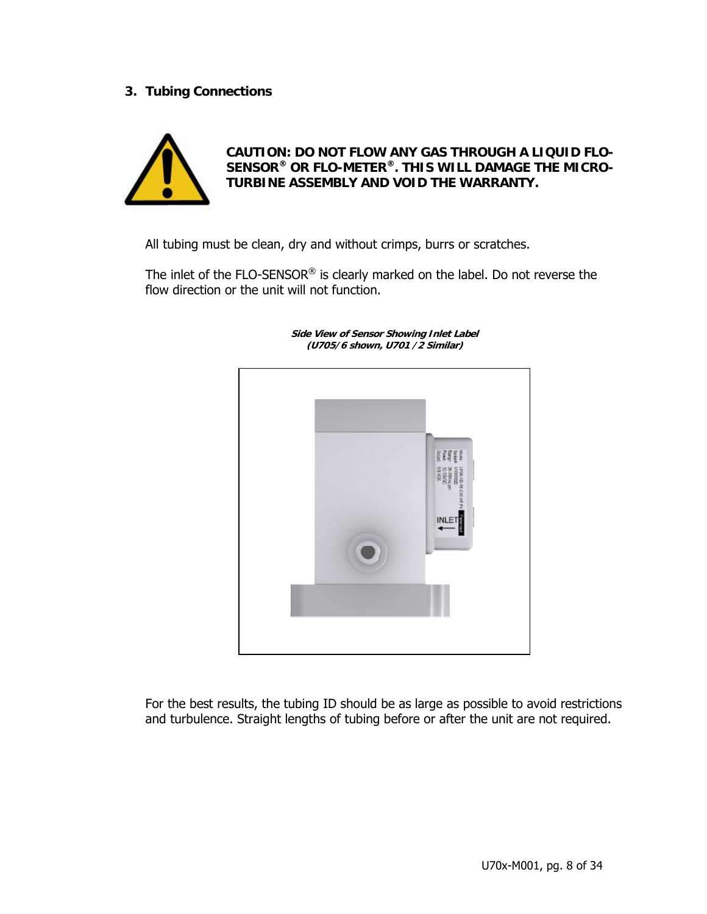## 3. Tubing Connections

**CAUTION: DO NOT FLOW ANY GAS THROUGH A LIQUID FLO-SENSOR® OR FLO-METER®. THIS WILL DAMAGE THE MICRO-TURBINE ASSEMBLY AND VOID THE WARRANTY.**

All tubing must be clean, dry and without crimps, burrs or scratches.

The inlet of the FLO-SENSOR® is clearly marked on the label. Do not reverse the flow direction or the unit will not function.

***Side View of Sensor Showing Inlet Label***
***(U705/6 shown, U701/2 Similar)***

For the best results, the tubing ID should be as large as possible to avoid restrictions and turbulence. Straight lengths of tubing before or after the unit are not required.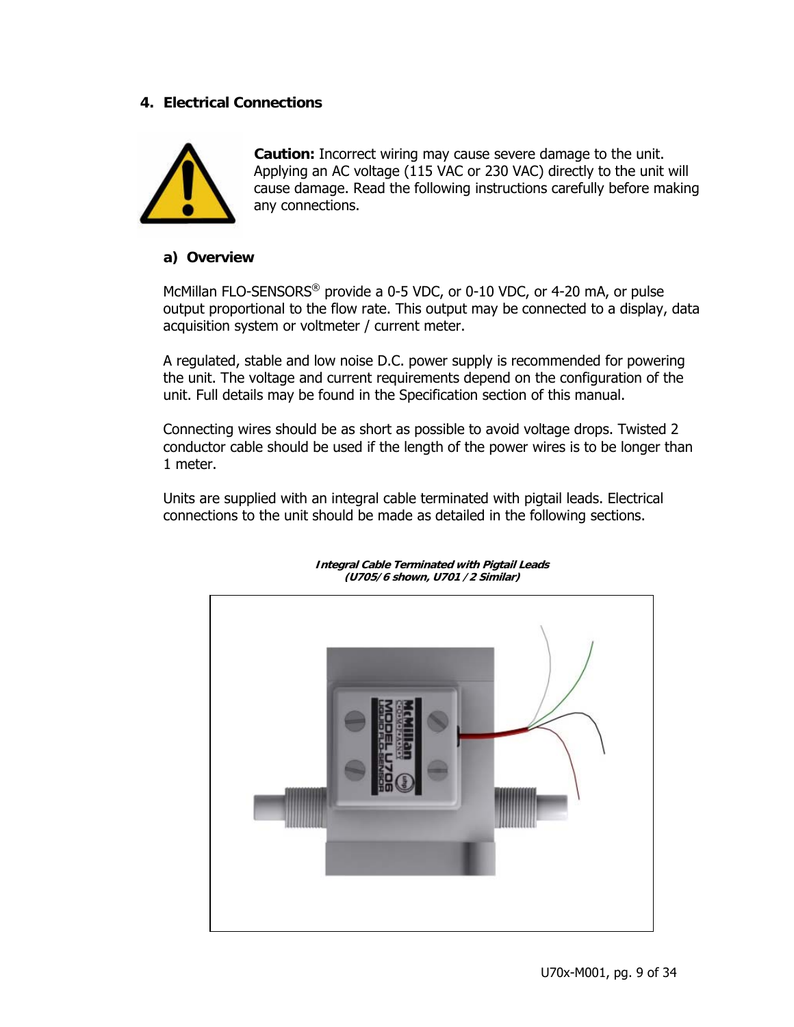## 4. Electrical Connections

**Caution:** Incorrect wiring may cause severe damage to the unit. Applying an AC voltage (115 VAC or 230 VAC) directly to the unit will cause damage. Read the following instructions carefully before making any connections.

### a) Overview

McMillan FLO-SENSORS® provide a 0-5 VDC, or 0-10 VDC, or 4-20 mA, or pulse output proportional to the flow rate. This output may be connected to a display, data acquisition system or voltmeter / current meter.

A regulated, stable and low noise D.C. power supply is recommended for powering the unit. The voltage and current requirements depend on the configuration of the unit. Full details may be found in the Specification section of this manual.

Connecting wires should be as short as possible to avoid voltage drops. Twisted 2 conductor cable should be used if the length of the power wires is to be longer than 1 meter.

Units are supplied with an integral cable terminated with pigtail leads. Electrical connections to the unit should be made as detailed in the following sections.

***Integral Cable Terminated with Pigtail Leads***
***(U705/6 shown, U701/2 Similar)***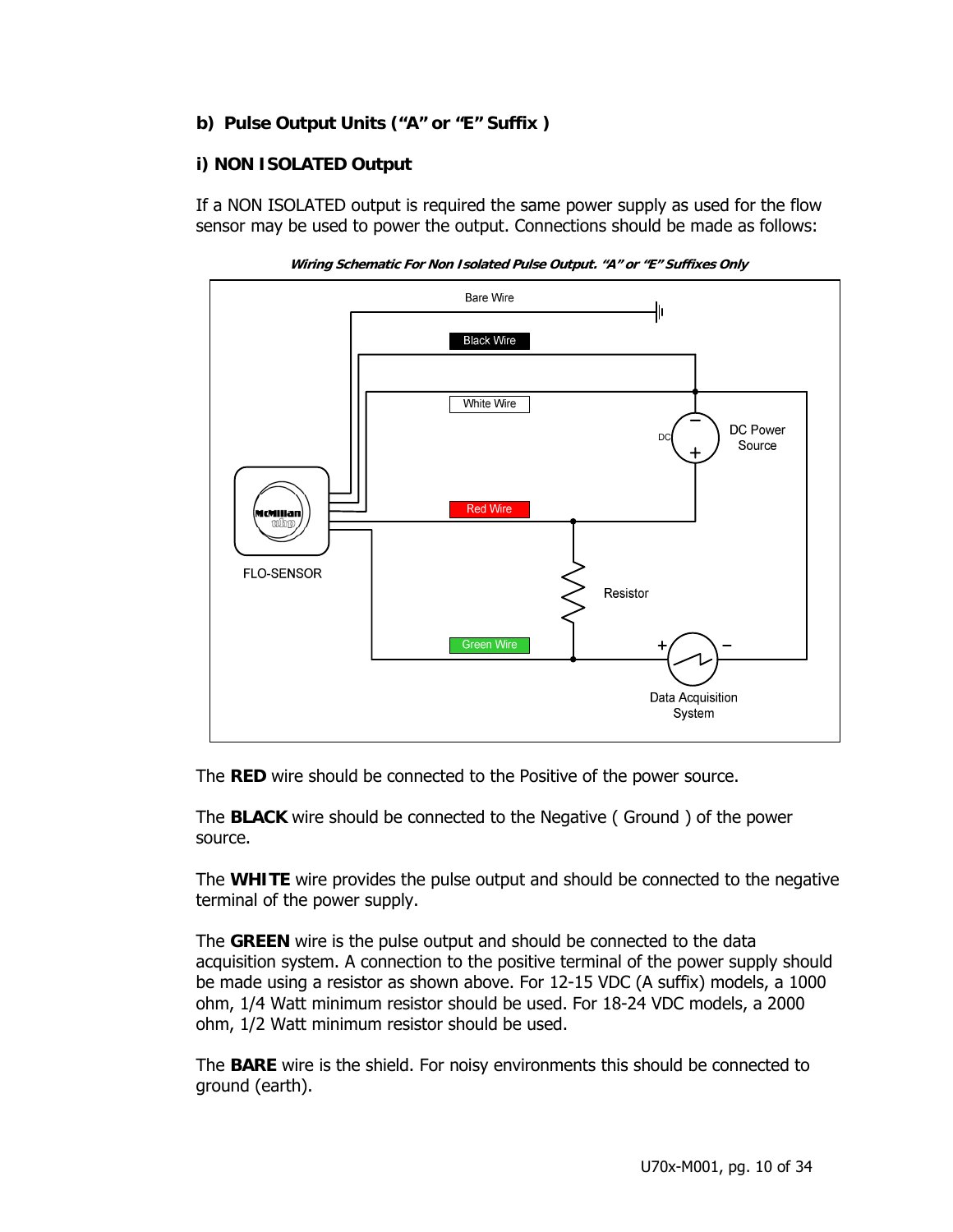## b) Pulse Output Units ("A" or "E" Suffix )

### i) NON ISOLATED Output

If a NON ISOLATED output is required the same power supply as used for the flow sensor may be used to power the output. Connections should be made as follows:

***Wiring Schematic For Non Isolated Pulse Output. "A" or "E" Suffixes Only***

The **RED** wire should be connected to the Positive of the power source.

The **BLACK** wire should be connected to the Negative ( Ground ) of the power source.

The **WHITE** wire provides the pulse output and should be connected to the negative terminal of the power supply.

The **GREEN** wire is the pulse output and should be connected to the data acquisition system. A connection to the positive terminal of the power supply should be made using a resistor as shown above. For 12-15 VDC (A suffix) models, a 1000 ohm, 1/4 Watt minimum resistor should be used. For 18-24 VDC models, a 2000 ohm, 1/2 Watt minimum resistor should be used.

The **BARE** wire is the shield. For noisy environments this should be connected to ground (earth).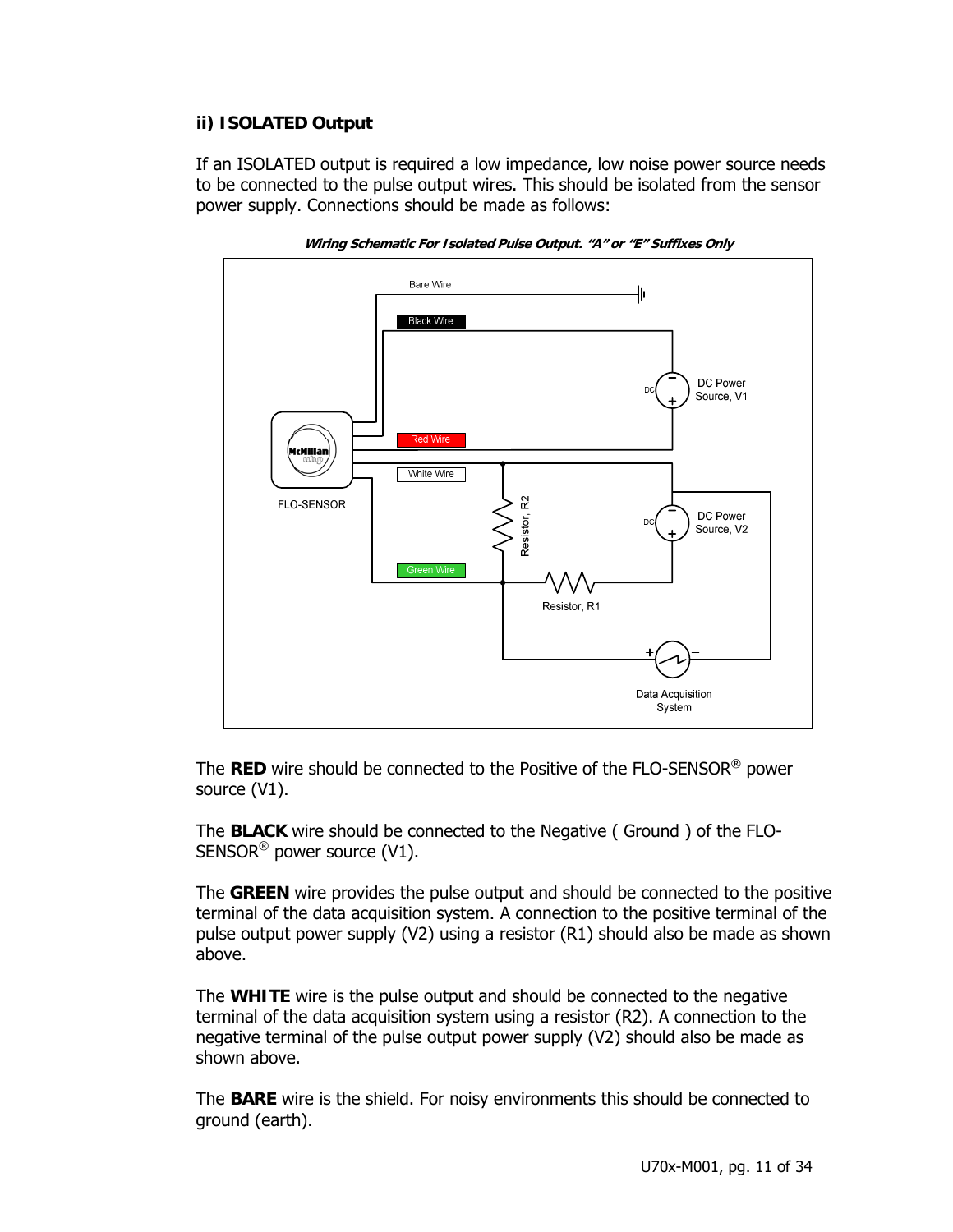### ii) ISOLATED Output

If an ISOLATED output is required a low impedance, low noise power source needs to be connected to the pulse output wires. This should be isolated from the sensor power supply. Connections should be made as follows:

***Wiring Schematic For Isolated Pulse Output. "A" or "E" Suffixes Only***

Bare Wire

Black Wire

DC Power Source, V1

Red Wire

White Wire

FLO-SENSOR

Resistor, R2

DC Power Source, V2

Green Wire

Resistor, R1

Data Acquisition System

The **RED** wire should be connected to the Positive of the FLO-SENSOR® power source (V1).

The **BLACK** wire should be connected to the Negative ( Ground ) of the FLO-SENSOR® power source (V1).

The **GREEN** wire provides the pulse output and should be connected to the positive terminal of the data acquisition system. A connection to the positive terminal of the pulse output power supply (V2) using a resistor (R1) should also be made as shown above.

The **WHITE** wire is the pulse output and should be connected to the negative terminal of the data acquisition system using a resistor (R2). A connection to the negative terminal of the pulse output power supply (V2) should also be made as shown above.

The **BARE** wire is the shield. For noisy environments this should be connected to ground (earth).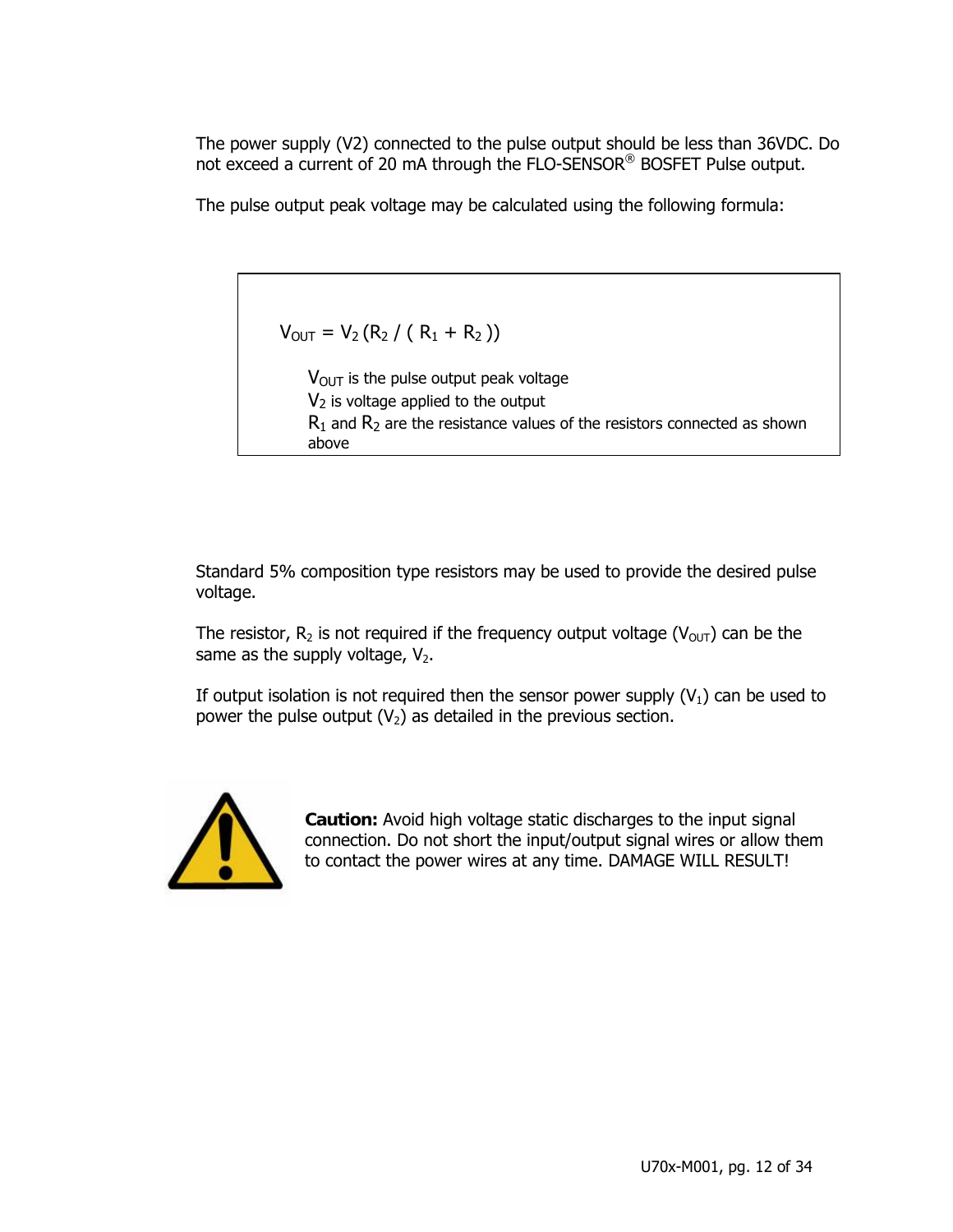The power supply (V2) connected to the pulse output should be less than 36VDC. Do not exceed a current of 20 mA through the FLO-SENSOR® BOSFET Pulse output.

The pulse output peak voltage may be calculated using the following formula:

$$V_{OUT} = V_2 (R_2 / ( R_1 + R_2 ))$$

$V_{OUT}$ is the pulse output peak voltage
$V_2$ is voltage applied to the output
$R_1$ and $R_2$ are the resistance values of the resistors connected as shown above

Standard 5% composition type resistors may be used to provide the desired pulse voltage.

The resistor, $R_2$ is not required if the frequency output voltage ($V_{OUT}$) can be the same as the supply voltage, $V_2$.

If output isolation is not required then the sensor power supply ($V_1$) can be used to power the pulse output ($V_2$) as detailed in the previous section.

**Caution:** Avoid high voltage static discharges to the input signal connection. Do not short the input/output signal wires or allow them to contact the power wires at any time. DAMAGE WILL RESULT!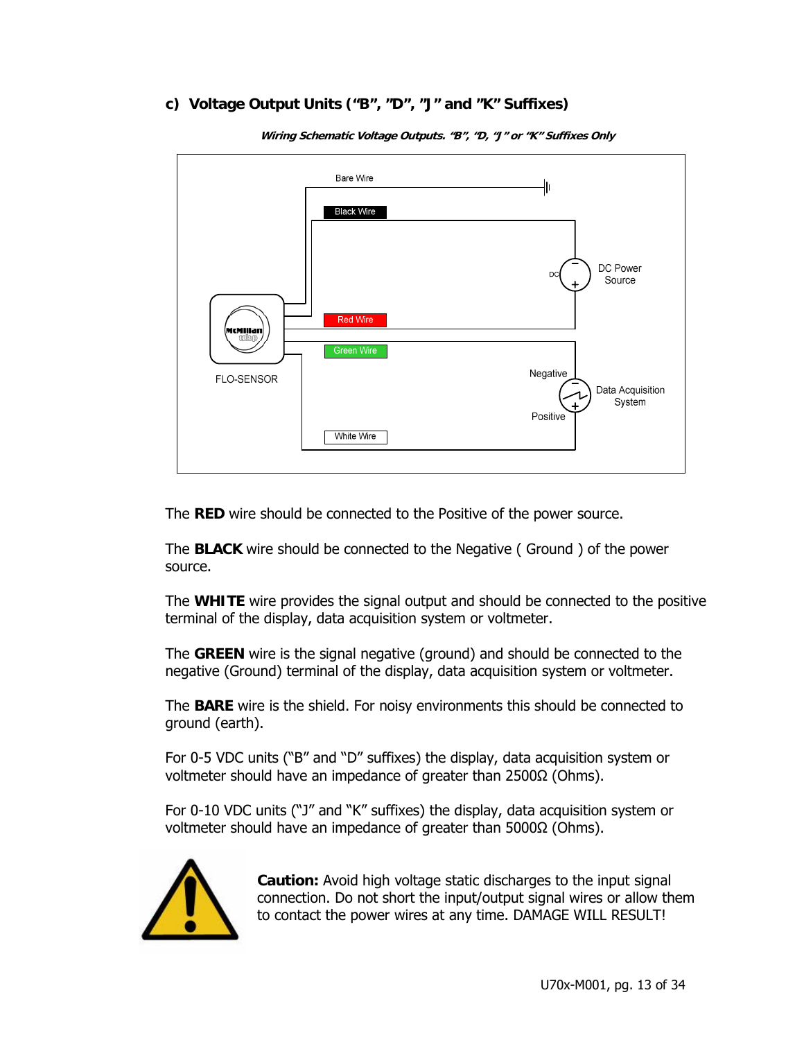## c) Voltage Output Units ("B", "D", "J" and "K" Suffixes)

***Wiring Schematic Voltage Outputs. "B", "D, "J" or "K" Suffixes Only***

The **RED** wire should be connected to the Positive of the power source.

The **BLACK** wire should be connected to the Negative ( Ground ) of the power source.

The **WHITE** wire provides the signal output and should be connected to the positive terminal of the display, data acquisition system or voltmeter.

The **GREEN** wire is the signal negative (ground) and should be connected to the negative (Ground) terminal of the display, data acquisition system or voltmeter.

The **BARE** wire is the shield. For noisy environments this should be connected to ground (earth).

For 0-5 VDC units ("B" and "D" suffixes) the display, data acquisition system or voltmeter should have an impedance of greater than 2500Ω (Ohms).

For 0-10 VDC units ("J" and "K" suffixes) the display, data acquisition system or voltmeter should have an impedance of greater than 5000Ω (Ohms).

**Caution:** Avoid high voltage static discharges to the input signal connection. Do not short the input/output signal wires or allow them to contact the power wires at any time. DAMAGE WILL RESULT!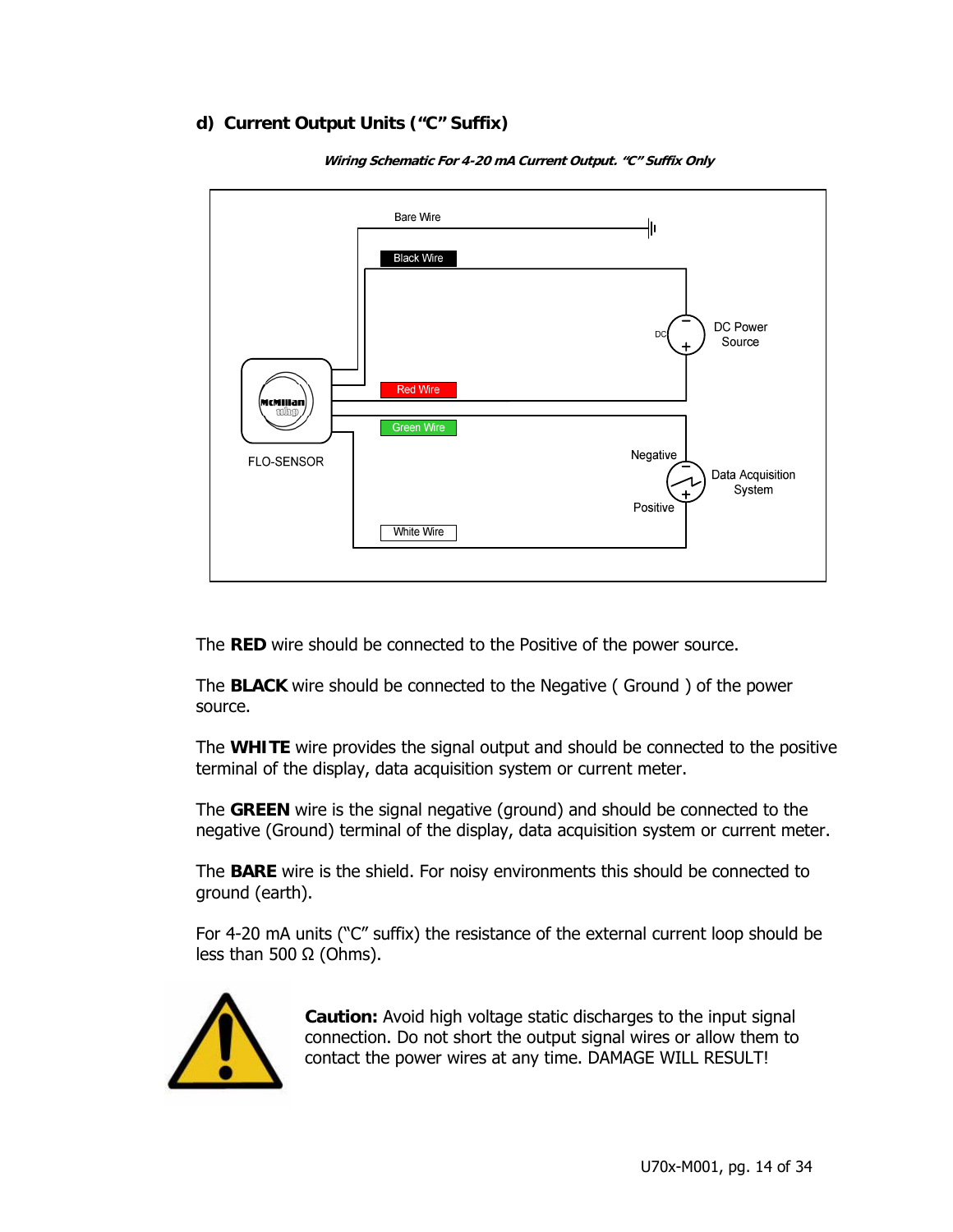## d) Current Output Units (“C” Suffix)

***Wiring Schematic For 4-20 mA Current Output. “C” Suffix Only***

Bare Wire

Black Wire

DC Power Source

Red Wire

Green Wire

Negative

Data Acquisition System

Positive

White Wire

FLO-SENSOR

The **RED** wire should be connected to the Positive of the power source.

The **BLACK** wire should be connected to the Negative ( Ground ) of the power source.

The **WHITE** wire provides the signal output and should be connected to the positive terminal of the display, data acquisition system or current meter.

The **GREEN** wire is the signal negative (ground) and should be connected to the negative (Ground) terminal of the display, data acquisition system or current meter.

The **BARE** wire is the shield. For noisy environments this should be connected to ground (earth).

For 4-20 mA units (“C” suffix) the resistance of the external current loop should be less than 500 Ω (Ohms).

**Caution:** Avoid high voltage static discharges to the input signal connection. Do not short the output signal wires or allow them to contact the power wires at any time. DAMAGE WILL RESULT!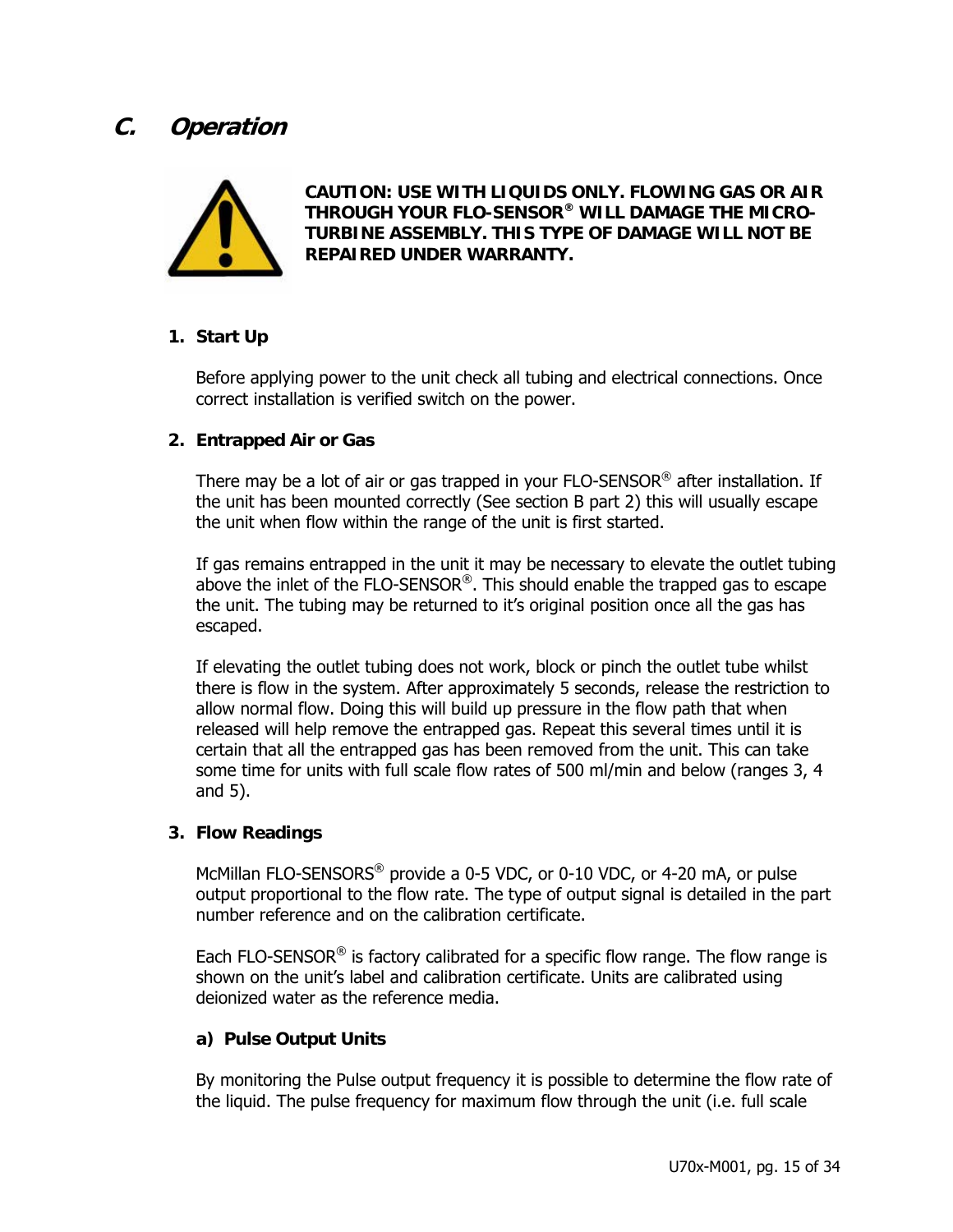## C. *Operation*

**CAUTION: USE WITH LIQUIDS ONLY. FLOWING GAS OR AIR THROUGH YOUR FLO-SENSOR® WILL DAMAGE THE MICRO-TURBINE ASSEMBLY. THIS TYPE OF DAMAGE WILL NOT BE REPAIRED UNDER WARRANTY.**

### 1. Start Up

Before applying power to the unit check all tubing and electrical connections. Once correct installation is verified switch on the power.

### 2. Entrapped Air or Gas

There may be a lot of air or gas trapped in your FLO-SENSOR® after installation. If the unit has been mounted correctly (See section B part 2) this will usually escape the unit when flow within the range of the unit is first started.

If gas remains entrapped in the unit it may be necessary to elevate the outlet tubing above the inlet of the FLO-SENSOR®. This should enable the trapped gas to escape the unit. The tubing may be returned to it's original position once all the gas has escaped.

If elevating the outlet tubing does not work, block or pinch the outlet tube whilst there is flow in the system. After approximately 5 seconds, release the restriction to allow normal flow. Doing this will build up pressure in the flow path that when released will help remove the entrapped gas. Repeat this several times until it is certain that all the entrapped gas has been removed from the unit. This can take some time for units with full scale flow rates of 500 ml/min and below (ranges 3, 4 and 5).

### 3. Flow Readings

McMillan FLO-SENSORS® provide a 0-5 VDC, or 0-10 VDC, or 4-20 mA, or pulse output proportional to the flow rate. The type of output signal is detailed in the part number reference and on the calibration certificate.

Each FLO-SENSOR® is factory calibrated for a specific flow range. The flow range is shown on the unit's label and calibration certificate. Units are calibrated using deionized water as the reference media.

#### a) Pulse Output Units

By monitoring the Pulse output frequency it is possible to determine the flow rate of the liquid. The pulse frequency for maximum flow through the unit (i.e. full scale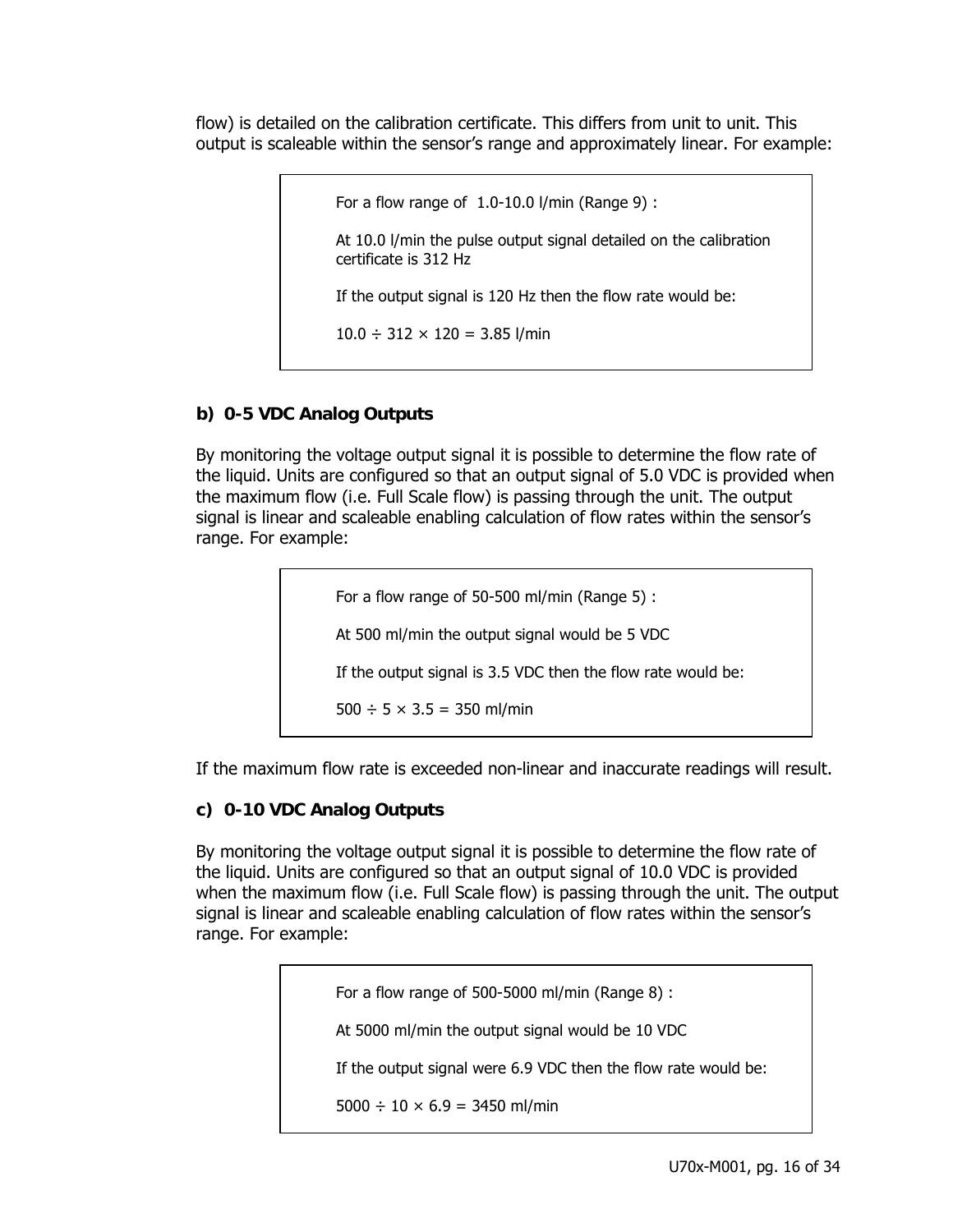flow) is detailed on the calibration certificate. This differs from unit to unit. This output is scaleable within the sensor's range and approximately linear. For example:

> For a flow range of 1.0-10.0 l/min (Range 9) :
>
> At 10.0 l/min the pulse output signal detailed on the calibration certificate is 312 Hz
>
> If the output signal is 120 Hz then the flow rate would be:
>
> 10.0 ÷ 312 × 120 = 3.85 l/min

**b) 0-5 VDC Analog Outputs**

By monitoring the voltage output signal it is possible to determine the flow rate of the liquid. Units are configured so that an output signal of 5.0 VDC is provided when the maximum flow (i.e. Full Scale flow) is passing through the unit. The output signal is linear and scaleable enabling calculation of flow rates within the sensor's range. For example:

> For a flow range of 50-500 ml/min (Range 5) :
>
> At 500 ml/min the output signal would be 5 VDC
>
> If the output signal is 3.5 VDC then the flow rate would be:
>
> 500 ÷ 5 × 3.5 = 350 ml/min

If the maximum flow rate is exceeded non-linear and inaccurate readings will result.

**c) 0-10 VDC Analog Outputs**

By monitoring the voltage output signal it is possible to determine the flow rate of the liquid. Units are configured so that an output signal of 10.0 VDC is provided when the maximum flow (i.e. Full Scale flow) is passing through the unit. The output signal is linear and scaleable enabling calculation of flow rates within the sensor's range. For example:

> For a flow range of 500-5000 ml/min (Range 8) :
>
> At 5000 ml/min the output signal would be 10 VDC
>
> If the output signal were 6.9 VDC then the flow rate would be:
>
> 5000 ÷ 10 × 6.9 = 3450 ml/min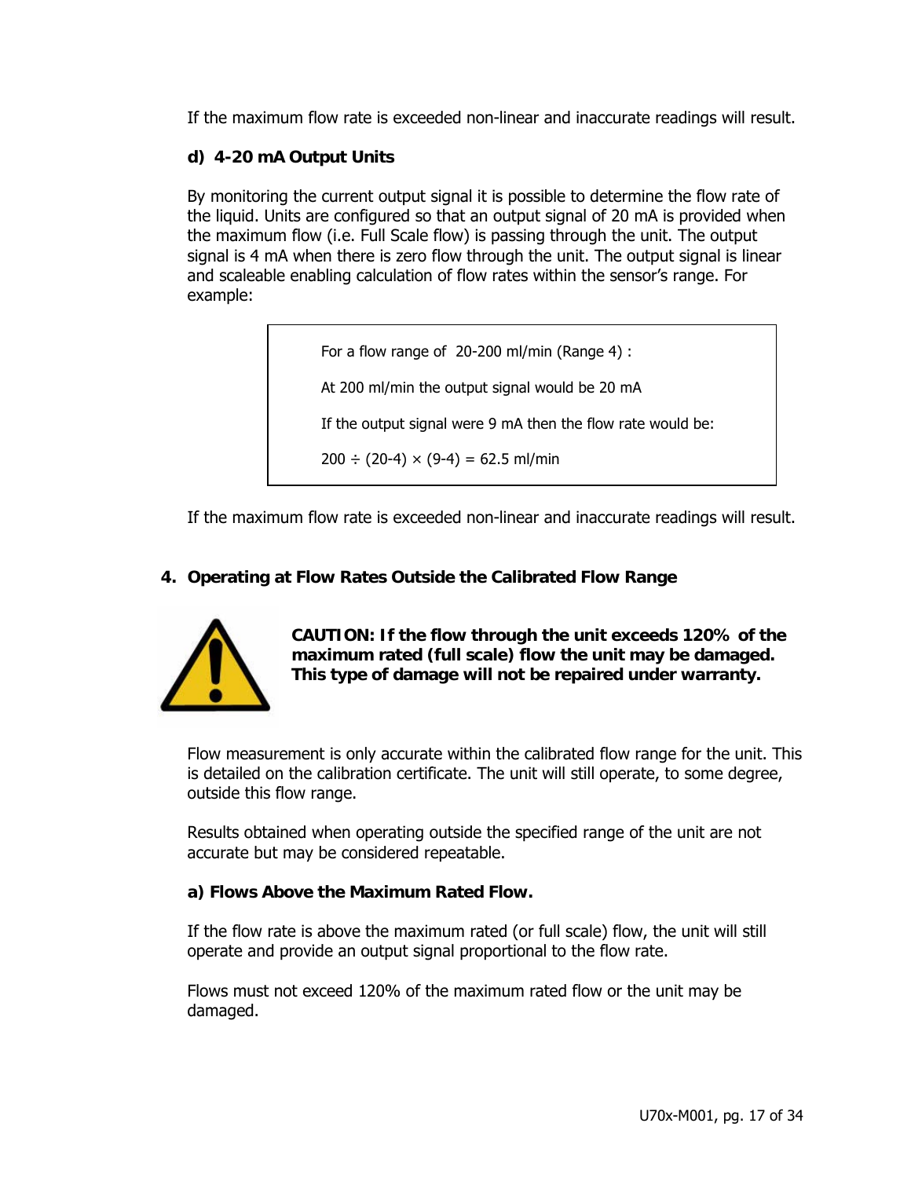If the maximum flow rate is exceeded non-linear and inaccurate readings will result.

### d) 4-20 mA Output Units

By monitoring the current output signal it is possible to determine the flow rate of the liquid. Units are configured so that an output signal of 20 mA is provided when the maximum flow (i.e. Full Scale flow) is passing through the unit. The output signal is 4 mA when there is zero flow through the unit. The output signal is linear and scaleable enabling calculation of flow rates within the sensor's range. For example:

> For a flow range of 20-200 ml/min (Range 4) :
>
> At 200 ml/min the output signal would be 20 mA
>
> If the output signal were 9 mA then the flow rate would be:
>
> $200 \div (20-4) \times (9-4) = 62.5$ ml/min

If the maximum flow rate is exceeded non-linear and inaccurate readings will result.

## 4. Operating at Flow Rates Outside the Calibrated Flow Range

**CAUTION: If the flow through the unit exceeds 120% of the maximum rated (full scale) flow the unit may be damaged. This type of damage will not be repaired under warranty.**

Flow measurement is only accurate within the calibrated flow range for the unit. This is detailed on the calibration certificate. The unit will still operate, to some degree, outside this flow range.

Results obtained when operating outside the specified range of the unit are not accurate but may be considered repeatable.

### a) Flows Above the Maximum Rated Flow.

If the flow rate is above the maximum rated (or full scale) flow, the unit will still operate and provide an output signal proportional to the flow rate.

Flows must not exceed 120% of the maximum rated flow or the unit may be damaged.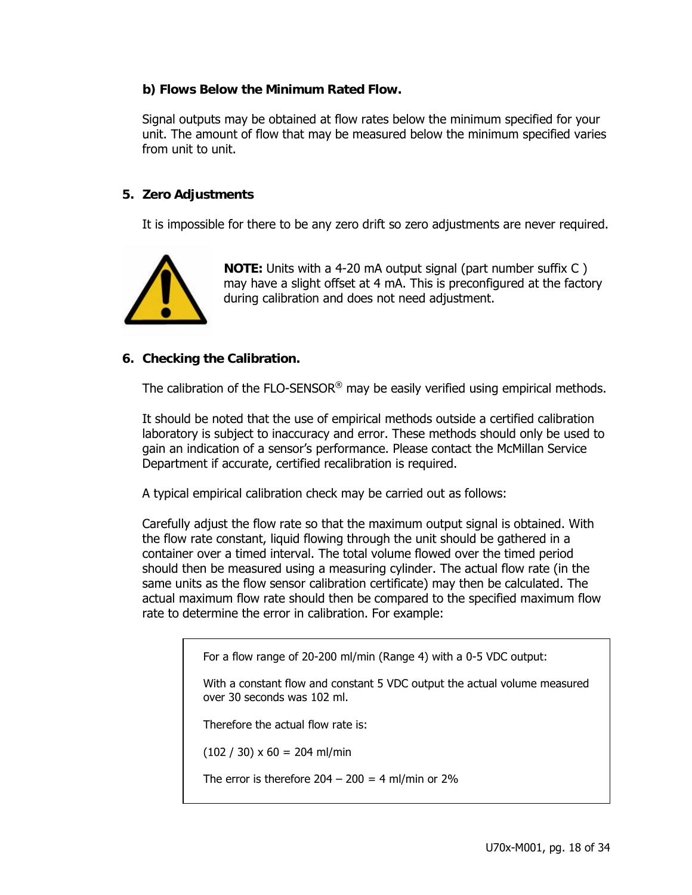**b) Flows Below the Minimum Rated Flow.**

Signal outputs may be obtained at flow rates below the minimum specified for your unit. The amount of flow that may be measured below the minimum specified varies from unit to unit.

## 5. Zero Adjustments

It is impossible for there to be any zero drift so zero adjustments are never required.

**NOTE:** Units with a 4-20 mA output signal (part number suffix C ) may have a slight offset at 4 mA. This is preconfigured at the factory during calibration and does not need adjustment.

## 6. Checking the Calibration.

The calibration of the FLO-SENSOR® may be easily verified using empirical methods.

It should be noted that the use of empirical methods outside a certified calibration laboratory is subject to inaccuracy and error. These methods should only be used to gain an indication of a sensor's performance. Please contact the McMillan Service Department if accurate, certified recalibration is required.

A typical empirical calibration check may be carried out as follows:

Carefully adjust the flow rate so that the maximum output signal is obtained. With the flow rate constant, liquid flowing through the unit should be gathered in a container over a timed interval. The total volume flowed over the timed period should then be measured using a measuring cylinder. The actual flow rate (in the same units as the flow sensor calibration certificate) may then be calculated. The actual maximum flow rate should then be compared to the specified maximum flow rate to determine the error in calibration. For example:

> For a flow range of 20-200 ml/min (Range 4) with a 0-5 VDC output:
>
> With a constant flow and constant 5 VDC output the actual volume measured over 30 seconds was 102 ml.
>
> Therefore the actual flow rate is:
>
> $(102 / 30) \times 60 = 204$ ml/min
>
> The error is therefore $204 - 200 = 4$ ml/min or 2%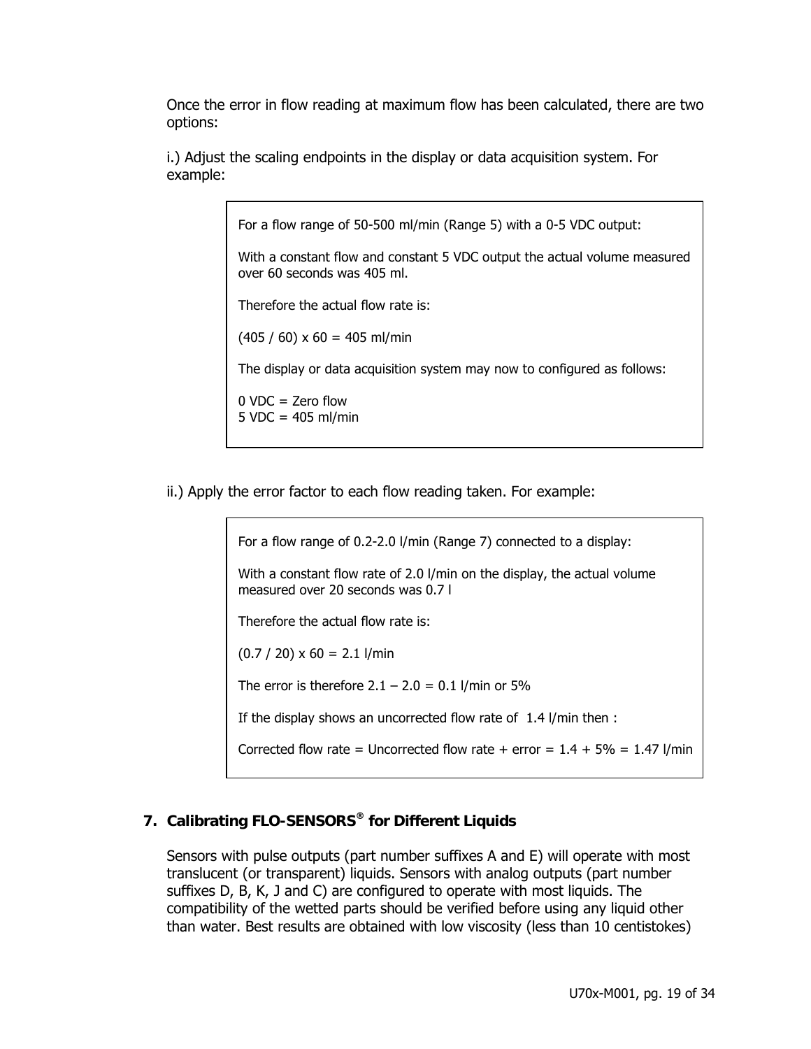Once the error in flow reading at maximum flow has been calculated, there are two options:

i.) Adjust the scaling endpoints in the display or data acquisition system. For example:

> For a flow range of 50-500 ml/min (Range 5) with a 0-5 VDC output:
>
> With a constant flow and constant 5 VDC output the actual volume measured over 60 seconds was 405 ml.
>
> Therefore the actual flow rate is:
>
> (405 / 60) x 60 = 405 ml/min
>
> The display or data acquisition system may now to configured as follows:
>
> 0 VDC = Zero flow
> 5 VDC = 405 ml/min

ii.) Apply the error factor to each flow reading taken. For example:

> For a flow range of 0.2-2.0 l/min (Range 7) connected to a display:
>
> With a constant flow rate of 2.0 l/min on the display, the actual volume measured over 20 seconds was 0.7 l
>
> Therefore the actual flow rate is:
>
> (0.7 / 20) x 60 = 2.1 l/min
>
> The error is therefore 2.1 – 2.0 = 0.1 l/min or 5%
>
> If the display shows an uncorrected flow rate of 1.4 l/min then :
>
> Corrected flow rate = Uncorrected flow rate + error = 1.4 + 5% = 1.47 l/min

## 7. Calibrating FLO-SENSORS® for Different Liquids

Sensors with pulse outputs (part number suffixes A and E) will operate with most translucent (or transparent) liquids. Sensors with analog outputs (part number suffixes D, B, K, J and C) are configured to operate with most liquids. The compatibility of the wetted parts should be verified before using any liquid other than water. Best results are obtained with low viscosity (less than 10 centistokes)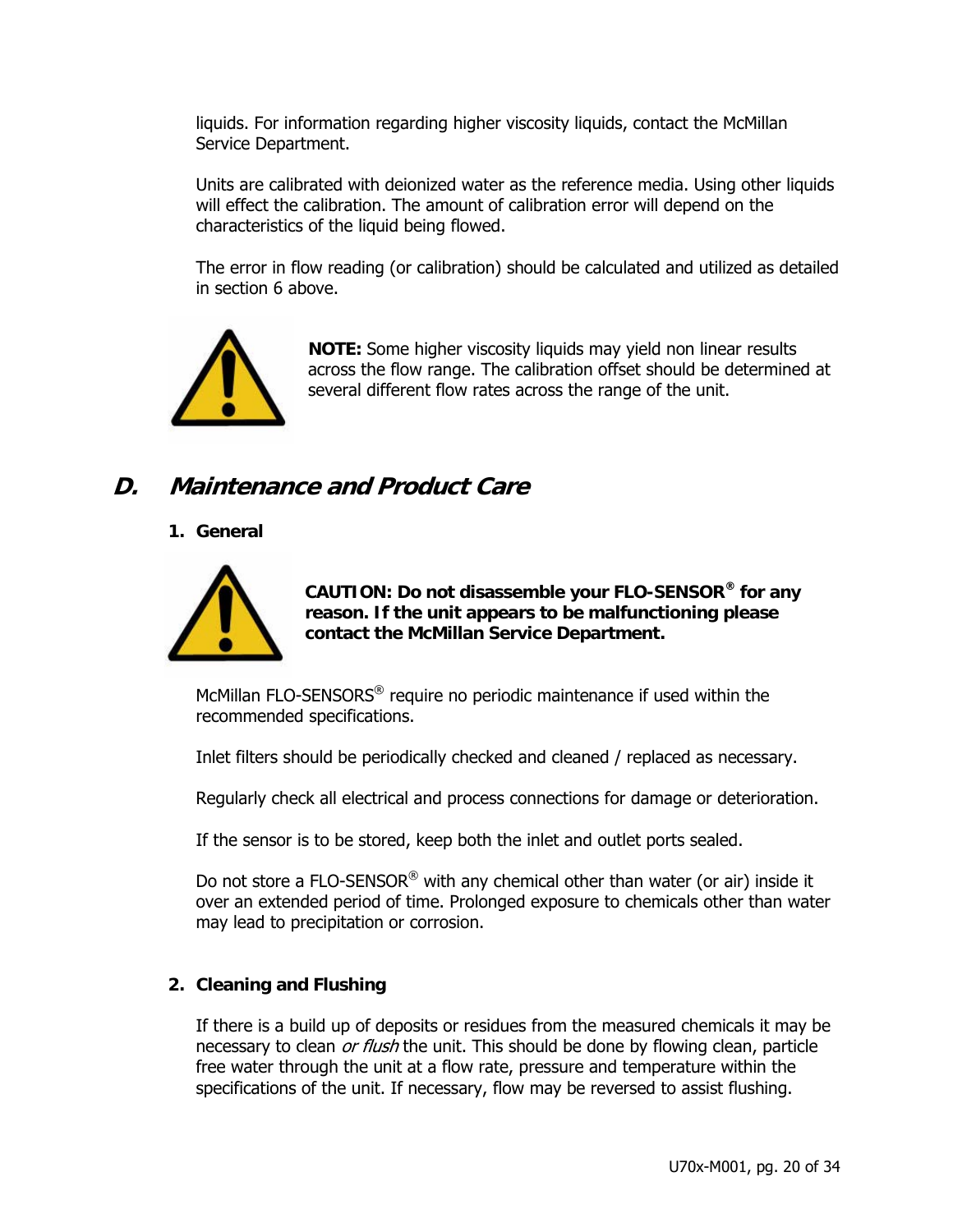liquids. For information regarding higher viscosity liquids, contact the McMillan Service Department.

Units are calibrated with deionized water as the reference media. Using other liquids will effect the calibration. The amount of calibration error will depend on the characteristics of the liquid being flowed.

The error in flow reading (or calibration) should be calculated and utilized as detailed in section 6 above.

**NOTE:** Some higher viscosity liquids may yield non linear results across the flow range. The calibration offset should be determined at several different flow rates across the range of the unit.

## D. *Maintenance and Product Care*

### 1. General

**CAUTION: Do not disassemble your FLO-SENSOR® for any reason. If the unit appears to be malfunctioning please contact the McMillan Service Department.**

McMillan FLO-SENSORS® require no periodic maintenance if used within the recommended specifications.

Inlet filters should be periodically checked and cleaned / replaced as necessary.

Regularly check all electrical and process connections for damage or deterioration.

If the sensor is to be stored, keep both the inlet and outlet ports sealed.

Do not store a FLO-SENSOR® with any chemical other than water (or air) inside it over an extended period of time. Prolonged exposure to chemicals other than water may lead to precipitation or corrosion.

### 2. Cleaning and Flushing

If there is a build up of deposits or residues from the measured chemicals it may be necessary to clean *or flush* the unit. This should be done by flowing clean, particle free water through the unit at a flow rate, pressure and temperature within the specifications of the unit. If necessary, flow may be reversed to assist flushing.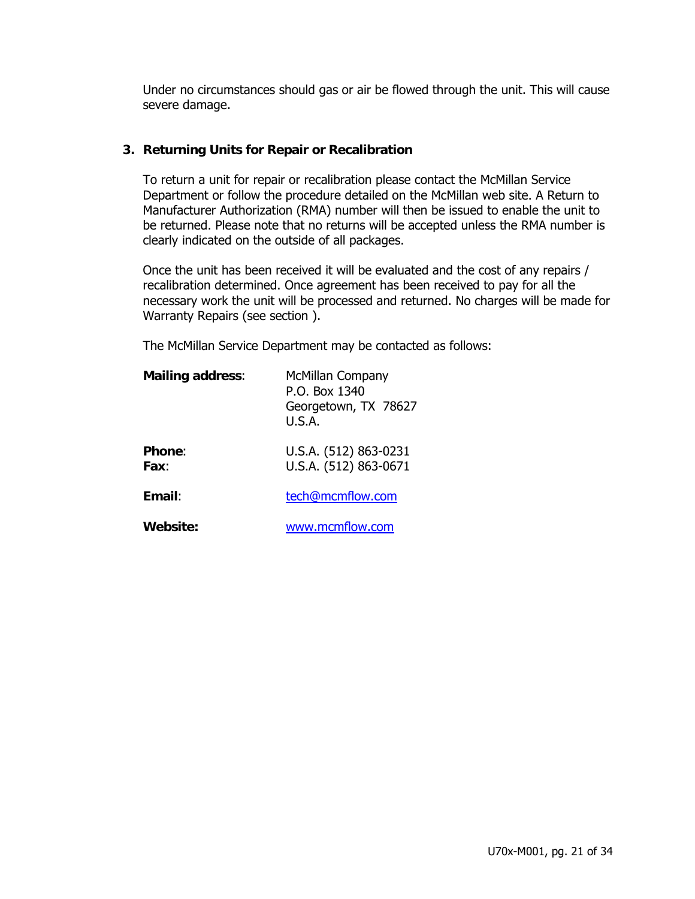Under no circumstances should gas or air be flowed through the unit. This will cause severe damage.

## 3. Returning Units for Repair or Recalibration

To return a unit for repair or recalibration please contact the McMillan Service Department or follow the procedure detailed on the McMillan web site. A Return to Manufacturer Authorization (RMA) number will then be issued to enable the unit to be returned. Please note that no returns will be accepted unless the RMA number is clearly indicated on the outside of all packages.

Once the unit has been received it will be evaluated and the cost of any repairs / recalibration determined. Once agreement has been received to pay for all the necessary work the unit will be processed and returned. No charges will be made for Warranty Repairs (see section ).

The McMillan Service Department may be contacted as follows:

**Mailing address**:
McMillan Company
P.O. Box 1340
Georgetown, TX 78627
U.S.A.

**Phone**: U.S.A. (512) 863-0231
**Fax**: U.S.A. (512) 863-0671

**Email**: tech@mcmflow.com

**Website:** www.mcmflow.com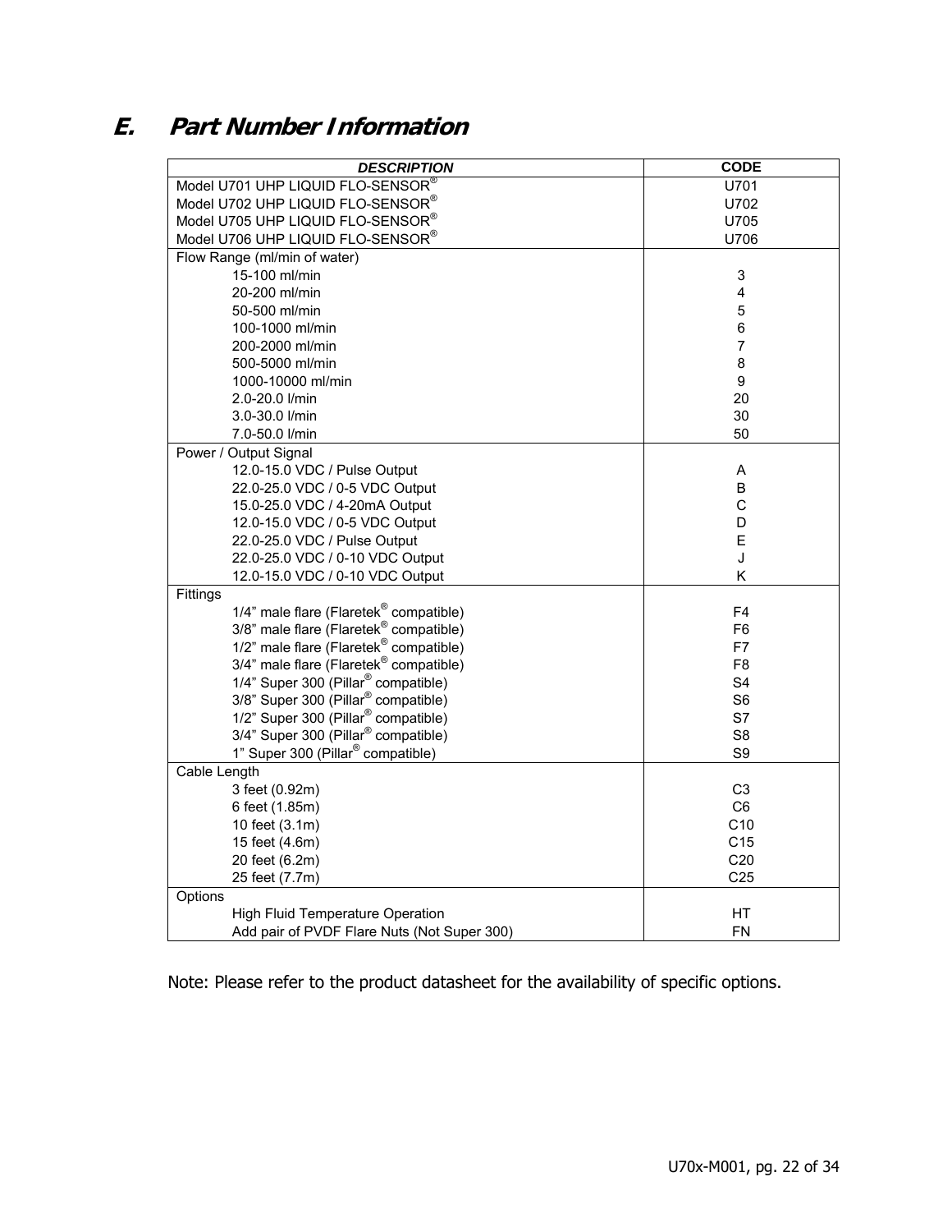## E. Part Number Information

| DESCRIPTION | CODE |
|---|---|
| Model U701 UHP LIQUID FLO-SENSOR® | U701 |
| Model U702 UHP LIQUID FLO-SENSOR® | U702 |
| Model U705 UHP LIQUID FLO-SENSOR® | U705 |
| Model U706 UHP LIQUID FLO-SENSOR® | U706 |
| Flow Range (ml/min of water) | |
| 15-100 ml/min | 3 |
| 20-200 ml/min | 4 |
| 50-500 ml/min | 5 |
| 100-1000 ml/min | 6 |
| 200-2000 ml/min | 7 |
| 500-5000 ml/min | 8 |
| 1000-10000 ml/min | 9 |
| 2.0-20.0 l/min | 20 |
| 3.0-30.0 l/min | 30 |
| 7.0-50.0 l/min | 50 |
| Power / Output Signal | |
| 12.0-15.0 VDC / Pulse Output | A |
| 22.0-25.0 VDC / 0-5 VDC Output | B |
| 15.0-25.0 VDC / 4-20mA Output | C |
| 12.0-15.0 VDC / 0-5 VDC Output | D |
| 22.0-25.0 VDC / Pulse Output | E |
| 22.0-25.0 VDC / 0-10 VDC Output | J |
| 12.0-15.0 VDC / 0-10 VDC Output | K |
| Fittings | |
| 1/4" male flare (Flaretek® compatible) | F4 |
| 3/8" male flare (Flaretek® compatible) | F6 |
| 1/2" male flare (Flaretek® compatible) | F7 |
| 3/4" male flare (Flaretek® compatible) | F8 |
| 1/4" Super 300 (Pillar® compatible) | S4 |
| 3/8" Super 300 (Pillar® compatible) | S6 |
| 1/2" Super 300 (Pillar® compatible) | S7 |
| 3/4" Super 300 (Pillar® compatible) | S8 |
| 1" Super 300 (Pillar® compatible) | S9 |
| Cable Length | |
| 3 feet (0.92m) | C3 |
| 6 feet (1.85m) | C6 |
| 10 feet (3.1m) | C10 |
| 15 feet (4.6m) | C15 |
| 20 feet (6.2m) | C20 |
| 25 feet (7.7m) | C25 |
| Options | |
| High Fluid Temperature Operation | HT |
| Add pair of PVDF Flare Nuts (Not Super 300) | FN |

Note: Please refer to the product datasheet for the availability of specific options.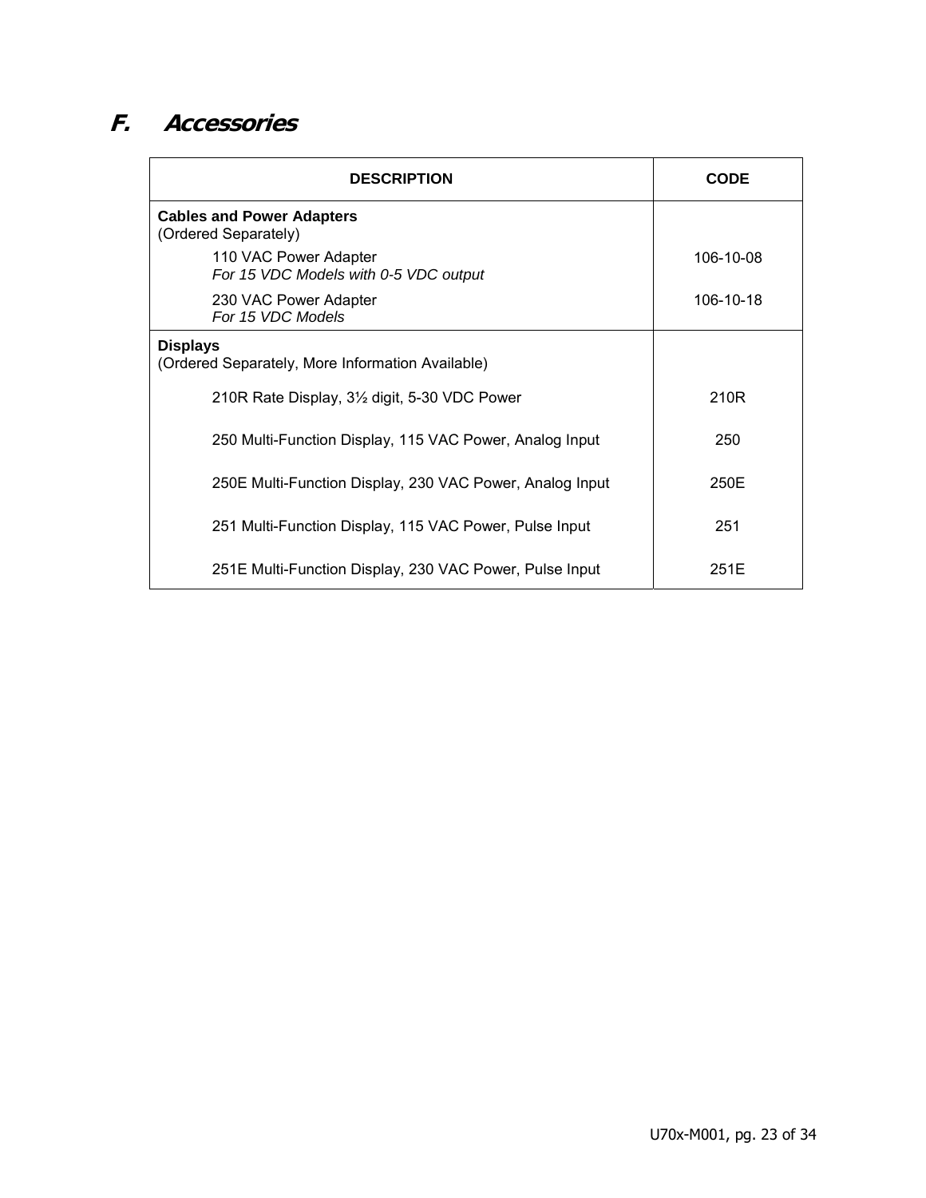## F. Accessories

| DESCRIPTION | CODE |
|---|---|
| **Cables and Power Adapters** (Ordered Separately) | |
| 110 VAC Power Adapter *For 15 VDC Models with 0-5 VDC output* | 106-10-08 |
| 230 VAC Power Adapter *For 15 VDC Models* | 106-10-18 |
| **Displays** (Ordered Separately, More Information Available) | |
| 210R Rate Display, 3½ digit, 5-30 VDC Power | 210R |
| 250 Multi-Function Display, 115 VAC Power, Analog Input | 250 |
| 250E Multi-Function Display, 230 VAC Power, Analog Input | 250E |
| 251 Multi-Function Display, 115 VAC Power, Pulse Input | 251 |
| 251E Multi-Function Display, 230 VAC Power, Pulse Input | 251E |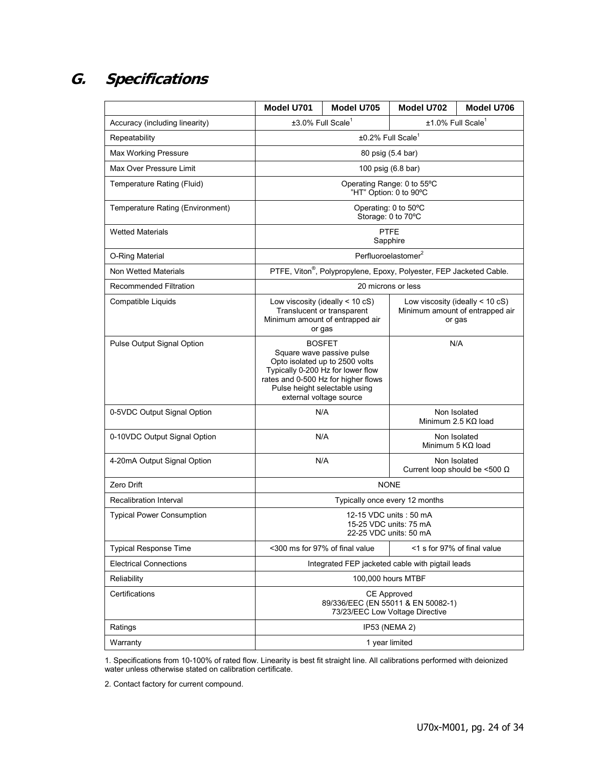## G. Specifications

| | Model U701 | Model U705 | Model U702 | Model U706 |
|---|---|---|---|---|
| Accuracy (including linearity) | ±3.0% Full Scale[1] | | ±1.0% Full Scale[1] | |
| Repeatability | ±0.2% Full Scale[1] | | | |
| Max Working Pressure | 80 psig (5.4 bar) | | | |
| Max Over Pressure Limit | 100 psig (6.8 bar) | | | |
| Temperature Rating (Fluid) | Operating Range: 0 to 55ºC<br>"HT" Option: 0 to 90ºC | | | |
| Temperature Rating (Environment) | Operating: 0 to 50ºC<br>Storage: 0 to 70ºC | | | |
| Wetted Materials | PTFE<br>Sapphire | | | |
| O-Ring Material | Perfluoroelastomer[2] | | | |
| Non Wetted Materials | PTFE, Viton®, Polypropylene, Epoxy, Polyester, FEP Jacketed Cable. | | | |
| Recommended Filtration | 20 microns or less | | | |
| Compatible Liquids | Low viscosity (ideally < 10 cS)<br>Translucent or transparent<br>Minimum amount of entrapped air or gas | | Low viscosity (ideally < 10 cS)<br>Minimum amount of entrapped air or gas | |
| Pulse Output Signal Option | BOSFET<br>Square wave passive pulse<br>Opto isolated up to 2500 volts<br>Typically 0-200 Hz for lower flow rates and 0-500 Hz for higher flows<br>Pulse height selectable using external voltage source | | N/A | |
| 0-5VDC Output Signal Option | N/A | | Non Isolated<br>Minimum 2.5 KΩ load | |
| 0-10VDC Output Signal Option | N/A | | Non Isolated<br>Minimum 5 KΩ load | |
| 4-20mA Output Signal Option | N/A | | Non Isolated<br>Current loop should be <500 Ω | |
| Zero Drift | NONE | | | |
| Recalibration Interval | Typically once every 12 months | | | |
| Typical Power Consumption | 12-15 VDC units : 50 mA<br>15-25 VDC units: 75 mA<br>22-25 VDC units: 50 mA | | | |
| Typical Response Time | <300 ms for 97% of final value | | <1 s for 97% of final value | |
| Electrical Connections | Integrated FEP jacketed cable with pigtail leads | | | |
| Reliability | 100,000 hours MTBF | | | |
| Certifications | CE Approved<br>89/336/EEC (EN 55011 & EN 50082-1)<br>73/23/EEC Low Voltage Directive | | | |
| Ratings | IP53 (NEMA 2) | | | |
| Warranty | 1 year limited | | | |

1. Specifications from 10-100% of rated flow. Linearity is best fit straight line. All calibrations performed with deionized water unless otherwise stated on calibration certificate.

2. Contact factory for current compound.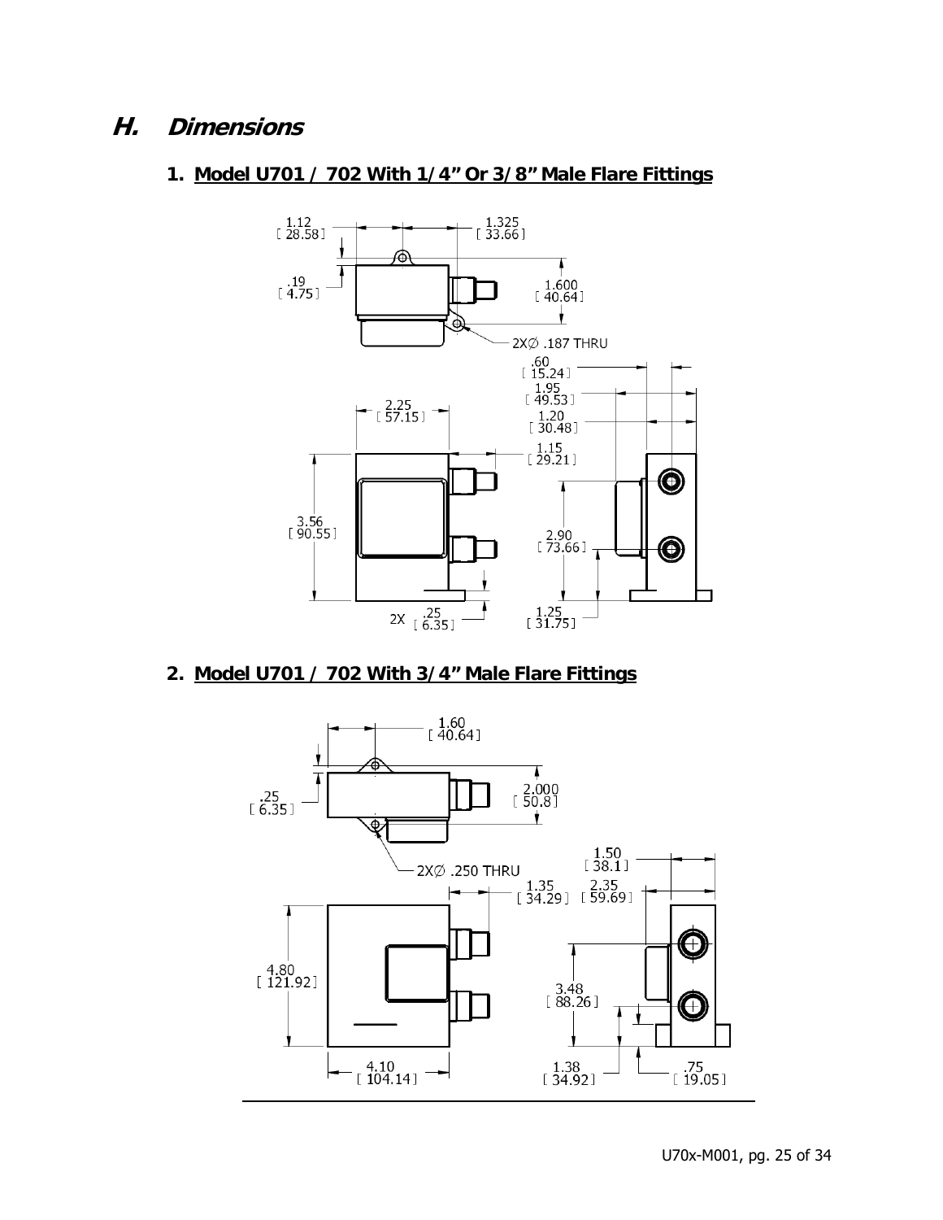# H. Dimensions

## 1. Model U701 / 702 With 1/4" Or 3/8" Male Flare Fittings

1.12 [ 28.58 ]

1.325 [ 33.66 ]

.19 [ 4.75 ]

1.600 [ 40.64 ]

2XØ .187 THRU

.60 [ 15.24 ]

1.95 [ 49.53 ]

1.20 [ 30.48 ]

2.25 [ 57.15 ]

1.15 [ 29.21 ]

3.56 [ 90.55 ]

2.90 [ 73.66 ]

2X .25 [ 6.35 ]

1.25 [ 31.75 ]

## 2. Model U701 / 702 With 3/4" Male Flare Fittings

1.60 [ 40.64 ]

.25 [ 6.35 ]

2.000 [ 50.8 ]

2XØ .250 THRU

1.50 [ 38.1 ]

1.35 [ 34.29 ]

2.35 [ 59.69 ]

4.80 [ 121.92 ]

3.48 [ 88.26 ]

4.10 [ 104.14 ]

1.38 [ 34.92 ]

.75 [ 19.05 ]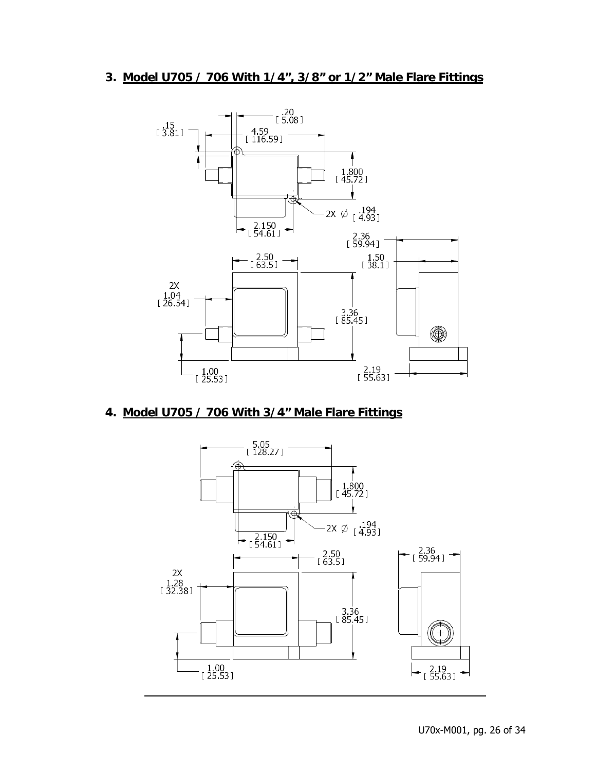## 3. Model U705 / 706 With 1/4", 3/8" or 1/2" Male Flare Fittings

.20 [ 5.08 ]

.15 [ 3.81 ]

4.59 [ 116.59 ]

1.800 [ 45.72 ]

2X ∅ .194 [ 4.93 ]

2.150 [ 54.61 ]

2.36 [ 59.94 ]

2.50 [ 63.5 ]

1.50 [ 38.1 ]

2X 1.04 [ 26.54 ]

3.36 [ 85.45 ]

1.00 [ 25.53 ]

2.19 [ 55.63 ]

## 4. Model U705 / 706 With 3/4" Male Flare Fittings

5.05 [ 128.27 ]

1.800 [ 45.72 ]

2X ∅ .194 [ 4.93 ]

2.150 [ 54.61 ]

2.50 [ 63.5 ]

2.36 [ 59.94 ]

2X 1.28 [ 32.38 ]

3.36 [ 85.45 ]

1.00 [ 25.53 ]

2.19 [ 55.63 ]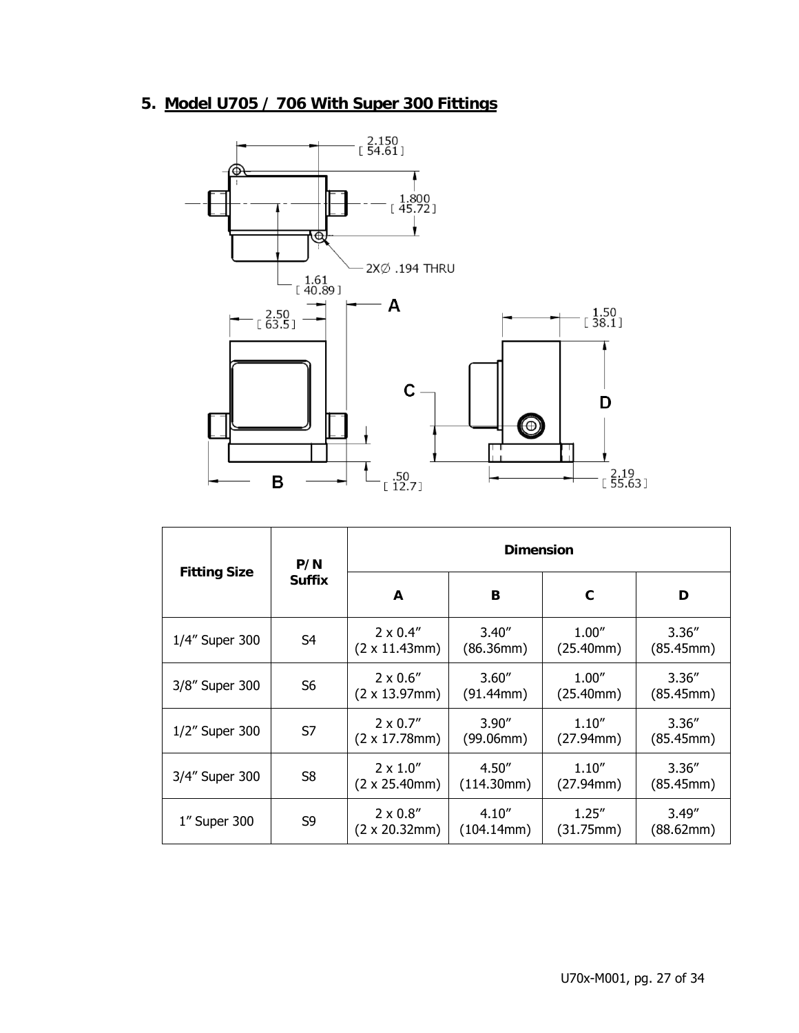## 5. Model U705 / 706 With Super 300 Fittings

| Fitting Size | P/N Suffix | Dimension | | | |
|---|---|---|---|---|---|
| | | A | B | C | D |
| 1/4″ Super 300 | S4 | 2 x 0.4″ (2 x 11.43mm) | 3.40″ (86.36mm) | 1.00″ (25.40mm) | 3.36″ (85.45mm) |
| 3/8″ Super 300 | S6 | 2 x 0.6″ (2 x 13.97mm) | 3.60″ (91.44mm) | 1.00″ (25.40mm) | 3.36″ (85.45mm) |
| 1/2″ Super 300 | S7 | 2 x 0.7″ (2 x 17.78mm) | 3.90″ (99.06mm) | 1.10″ (27.94mm) | 3.36″ (85.45mm) |
| 3/4″ Super 300 | S8 | 2 x 1.0″ (2 x 25.40mm) | 4.50″ (114.30mm) | 1.10″ (27.94mm) | 3.36″ (85.45mm) |
| 1″ Super 300 | S9 | 2 x 0.8″ (2 x 20.32mm) | 4.10″ (104.14mm) | 1.25″ (31.75mm) | 3.49″ (88.62mm) |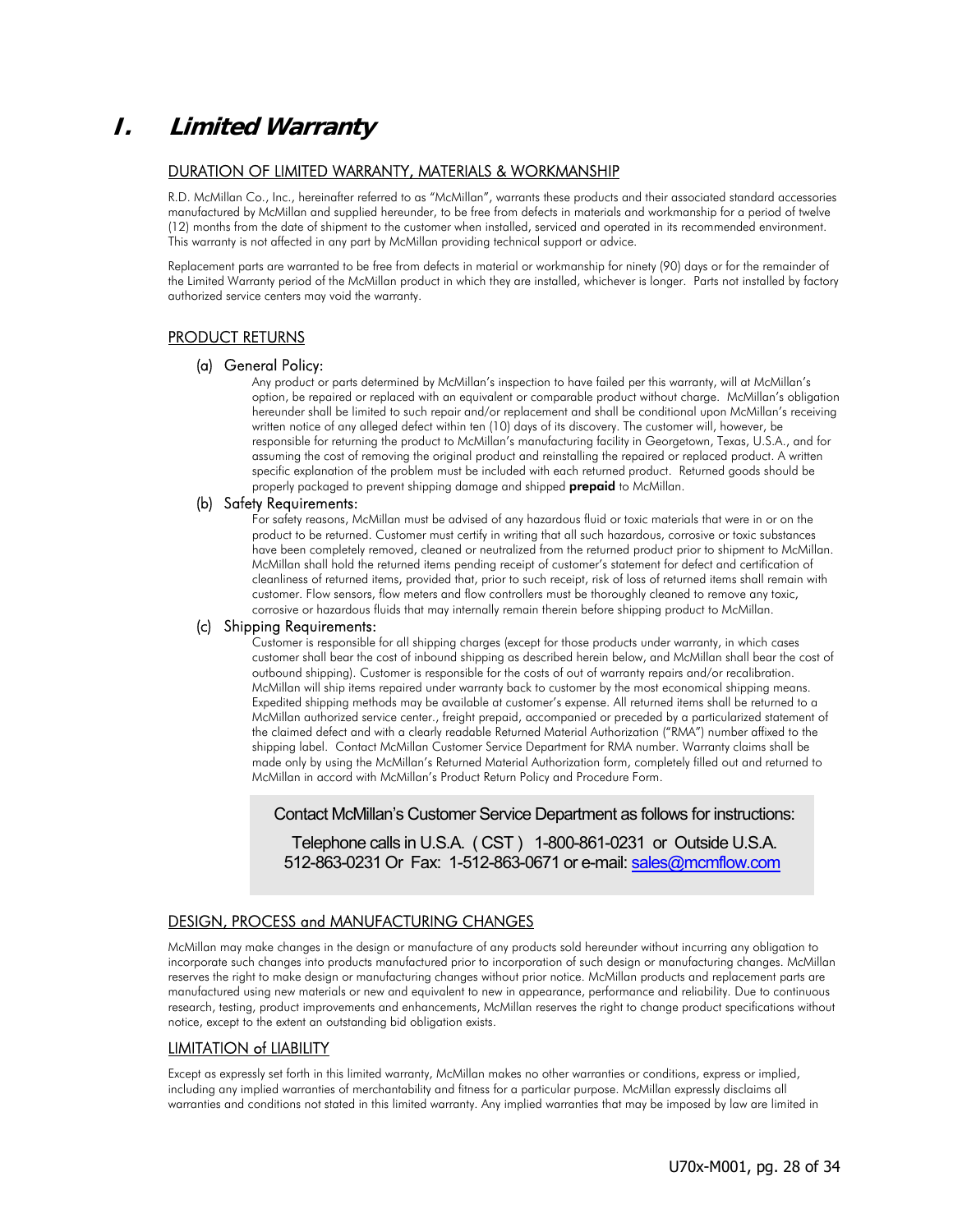# I. *Limited Warranty*

## DURATION OF LIMITED WARRANTY, MATERIALS & WORKMANSHIP

R.D. McMillan Co., Inc., hereinafter referred to as "McMillan", warrants these products and their associated standard accessories manufactured by McMillan and supplied hereunder, to be free from defects in materials and workmanship for a period of twelve (12) months from the date of shipment to the customer when installed, serviced and operated in its recommended environment. This warranty is not affected in any part by McMillan providing technical support or advice.

Replacement parts are warranted to be free from defects in material or workmanship for ninety (90) days or for the remainder of the Limited Warranty period of the McMillan product in which they are installed, whichever is longer. Parts not installed by factory authorized service centers may void the warranty.

## PRODUCT RETURNS

### (a) General Policy:

Any product or parts determined by McMillan's inspection to have failed per this warranty, will at McMillan's option, be repaired or replaced with an equivalent or comparable product without charge. McMillan's obligation hereunder shall be limited to such repair and/or replacement and shall be conditional upon McMillan's receiving written notice of any alleged defect within ten (10) days of its discovery. The customer will, however, be responsible for returning the product to McMillan's manufacturing facility in Georgetown, Texas, U.S.A., and for assuming the cost of removing the original product and reinstalling the repaired or replaced product. A written specific explanation of the problem must be included with each returned product. Returned goods should be properly packaged to prevent shipping damage and shipped **prepaid** to McMillan.

### (b) Safety Requirements:

For safety reasons, McMillan must be advised of any hazardous fluid or toxic materials that were in or on the product to be returned. Customer must certify in writing that all such hazardous, corrosive or toxic substances have been completely removed, cleaned or neutralized from the returned product prior to shipment to McMillan. McMillan shall hold the returned items pending receipt of customer's statement for defect and certification of cleanliness of returned items, provided that, prior to such receipt, risk of loss of returned items shall remain with customer. Flow sensors, flow meters and flow controllers must be thoroughly cleaned to remove any toxic, corrosive or hazardous fluids that may internally remain therein before shipping product to McMillan.

### (c) Shipping Requirements:

Customer is responsible for all shipping charges (except for those products under warranty, in which cases customer shall bear the cost of inbound shipping as described herein below, and McMillan shall bear the cost of outbound shipping). Customer is responsible for the costs of out of warranty repairs and/or recalibration. McMillan will ship items repaired under warranty back to customer by the most economical shipping means. Expedited shipping methods may be available at customer's expense. All returned items shall be returned to a McMillan authorized service center., freight prepaid, accompanied or preceded by a particularized statement of the claimed defect and with a clearly readable Returned Material Authorization ("RMA") number affixed to the shipping label. Contact McMillan Customer Service Department for RMA number. Warranty claims shall be made only by using the McMillan's Returned Material Authorization form, completely filled out and returned to McMillan in accord with McMillan's Product Return Policy and Procedure Form.

> Contact McMillan's Customer Service Department as follows for instructions:
>
> Telephone calls in U.S.A. ( CST ) 1-800-861-0231 or Outside U.S.A. 512-863-0231 Or Fax: 1-512-863-0671 or e-mail: sales@mcmflow.com

## DESIGN, PROCESS and MANUFACTURING CHANGES

McMillan may make changes in the design or manufacture of any products sold hereunder without incurring any obligation to incorporate such changes into products manufactured prior to incorporation of such design or manufacturing changes. McMillan reserves the right to make design or manufacturing changes without prior notice. McMillan products and replacement parts are manufactured using new materials or new and equivalent to new in appearance, performance and reliability. Due to continuous research, testing, product improvements and enhancements, McMillan reserves the right to change product specifications without notice, except to the extent an outstanding bid obligation exists.

## LIMITATION of LIABILITY

Except as expressly set forth in this limited warranty, McMillan makes no other warranties or conditions, express or implied, including any implied warranties of merchantability and fitness for a particular purpose. McMillan expressly disclaims all warranties and conditions not stated in this limited warranty. Any implied warranties that may be imposed by law are limited in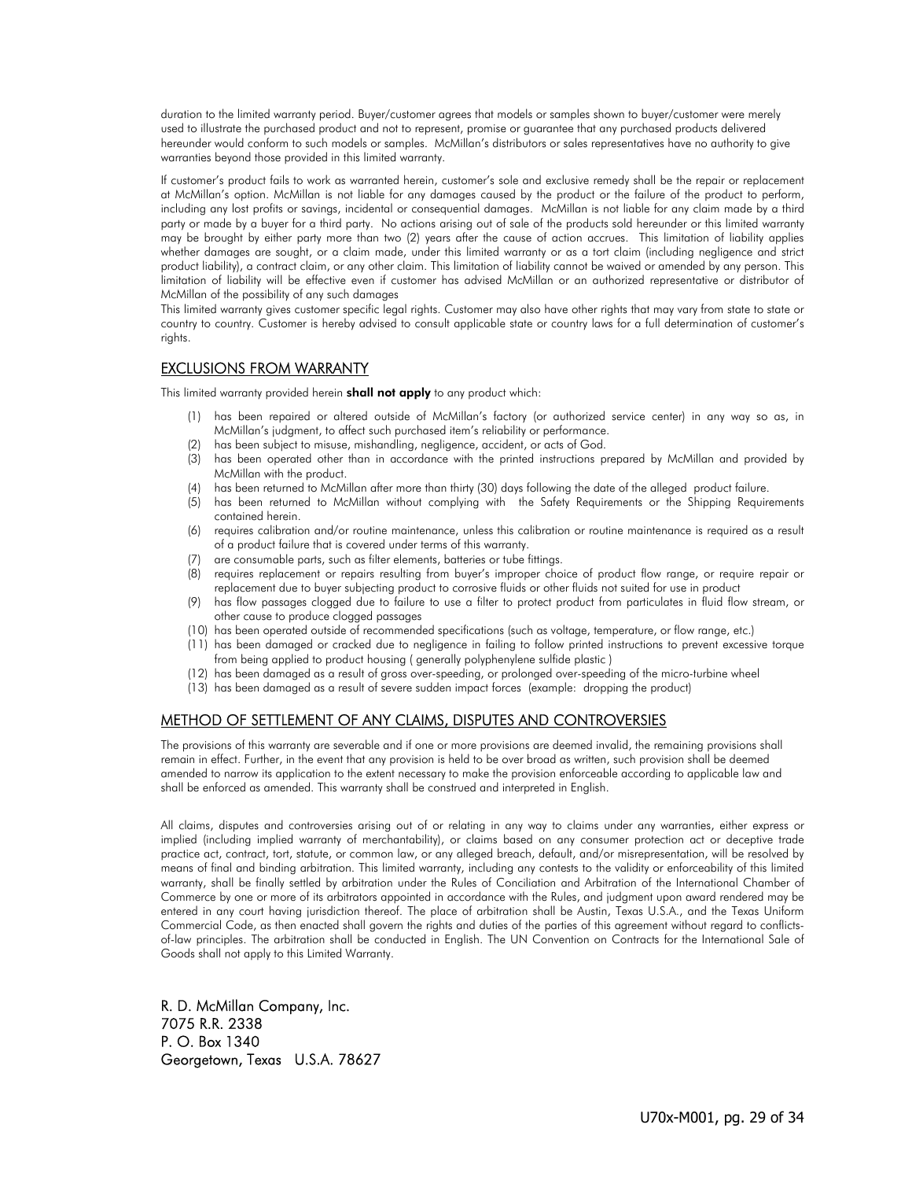duration to the limited warranty period. Buyer/customer agrees that models or samples shown to buyer/customer were merely used to illustrate the purchased product and not to represent, promise or guarantee that any purchased products delivered hereunder would conform to such models or samples. McMillan's distributors or sales representatives have no authority to give warranties beyond those provided in this limited warranty.

If customer's product fails to work as warranted herein, customer's sole and exclusive remedy shall be the repair or replacement at McMillan's option. McMillan is not liable for any damages caused by the product or the failure of the product to perform, including any lost profits or savings, incidental or consequential damages. McMillan is not liable for any claim made by a third party or made by a buyer for a third party. No actions arising out of sale of the products sold hereunder or this limited warranty may be brought by either party more than two (2) years after the cause of action accrues. This limitation of liability applies whether damages are sought, or a claim made, under this limited warranty or as a tort claim (including negligence and strict product liability), a contract claim, or any other claim. This limitation of liability cannot be waived or amended by any person. This limitation of liability will be effective even if customer has advised McMillan or an authorized representative or distributor of McMillan of the possibility of any such damages

This limited warranty gives customer specific legal rights. Customer may also have other rights that may vary from state to state or country to country. Customer is hereby advised to consult applicable state or country laws for a full determination of customer's rights.

## EXCLUSIONS FROM WARRANTY

This limited warranty provided herein **shall not apply** to any product which:

(1) has been repaired or altered outside of McMillan's factory (or authorized service center) in any way so as, in McMillan's judgment, to affect such purchased item's reliability or performance.
(2) has been subject to misuse, mishandling, negligence, accident, or acts of God.
(3) has been operated other than in accordance with the printed instructions prepared by McMillan and provided by McMillan with the product.
(4) has been returned to McMillan after more than thirty (30) days following the date of the alleged product failure.
(5) has been returned to McMillan without complying with the Safety Requirements or the Shipping Requirements contained herein.
(6) requires calibration and/or routine maintenance, unless this calibration or routine maintenance is required as a result of a product failure that is covered under terms of this warranty.
(7) are consumable parts, such as filter elements, batteries or tube fittings.
(8) requires replacement or repairs resulting from buyer's improper choice of product flow range, or require repair or replacement due to buyer subjecting product to corrosive fluids or other fluids not suited for use in product
(9) has flow passages clogged due to failure to use a filter to protect product from particulates in fluid flow stream, or other cause to produce clogged passages
(10) has been operated outside of recommended specifications (such as voltage, temperature, or flow range, etc.)
(11) has been damaged or cracked due to negligence in failing to follow printed instructions to prevent excessive torque from being applied to product housing ( generally polyphenylene sulfide plastic )
(12) has been damaged as a result of gross over-speeding, or prolonged over-speeding of the micro-turbine wheel
(13) has been damaged as a result of severe sudden impact forces (example: dropping the product)

## METHOD OF SETTLEMENT OF ANY CLAIMS, DISPUTES AND CONTROVERSIES

The provisions of this warranty are severable and if one or more provisions are deemed invalid, the remaining provisions shall remain in effect. Further, in the event that any provision is held to be over broad as written, such provision shall be deemed amended to narrow its application to the extent necessary to make the provision enforceable according to applicable law and shall be enforced as amended. This warranty shall be construed and interpreted in English.

All claims, disputes and controversies arising out of or relating in any way to claims under any warranties, either express or implied (including implied warranty of merchantability), or claims based on any consumer protection act or deceptive trade practice act, contract, tort, statute, or common law, or any alleged breach, default, and/or misrepresentation, will be resolved by means of final and binding arbitration. This limited warranty, including any contests to the validity or enforceability of this limited warranty, shall be finally settled by arbitration under the Rules of Conciliation and Arbitration of the International Chamber of Commerce by one or more of its arbitrators appointed in accordance with the Rules, and judgment upon award rendered may be entered in any court having jurisdiction thereof. The place of arbitration shall be Austin, Texas U.S.A., and the Texas Uniform Commercial Code, as then enacted shall govern the rights and duties of the parties of this agreement without regard to conflicts-of-law principles. The arbitration shall be conducted in English. The UN Convention on Contracts for the International Sale of Goods shall not apply to this Limited Warranty.

R. D. McMillan Company, Inc.
7075 R.R. 2338
P. O. Box 1340
Georgetown, Texas U.S.A. 78627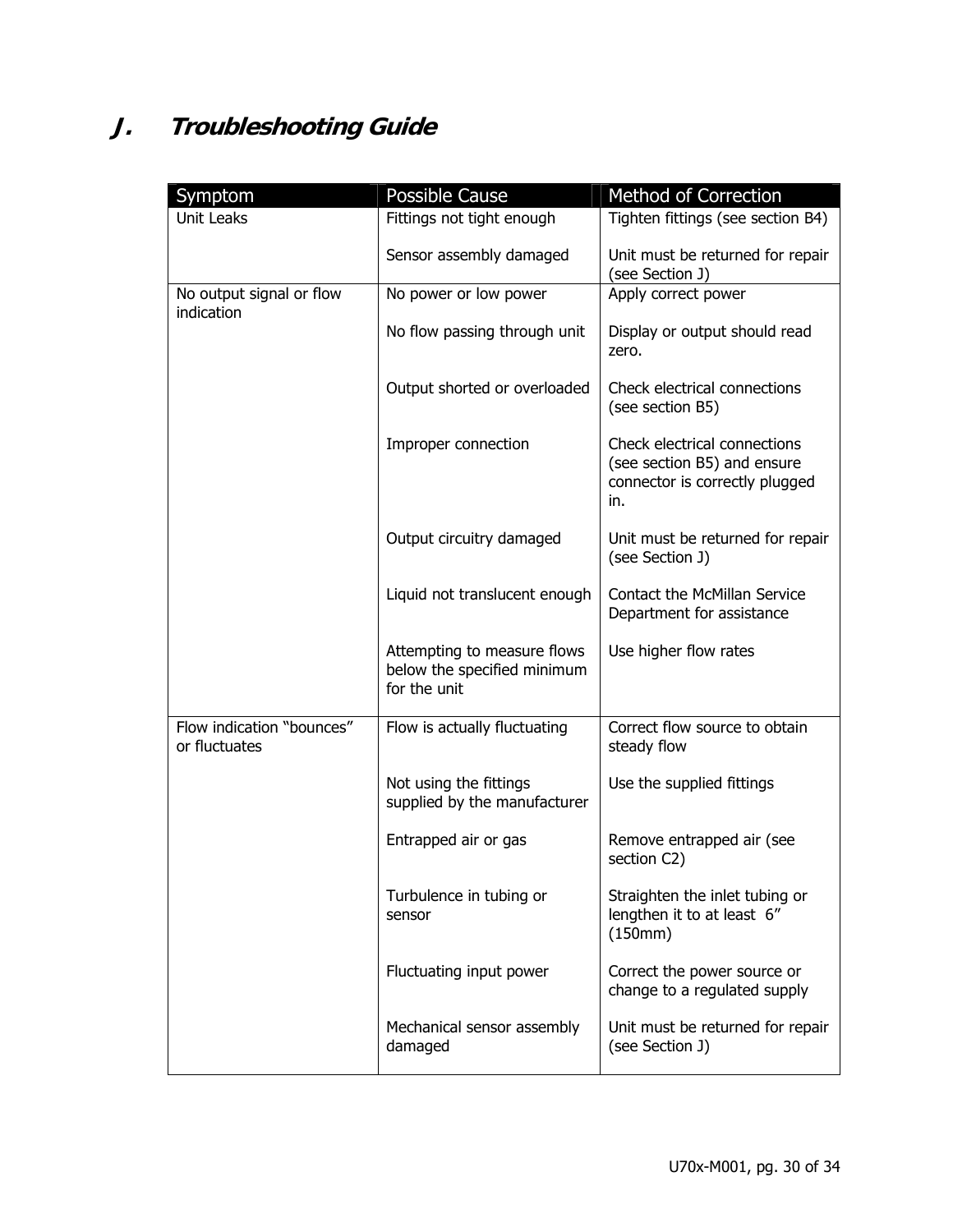# J. Troubleshooting Guide

| Symptom | Possible Cause | Method of Correction |
|---|---|---|
| Unit Leaks | Fittings not tight enough | Tighten fittings (see section B4) |
| | Sensor assembly damaged | Unit must be returned for repair (see Section J) |
| No output signal or flow indication | No power or low power | Apply correct power |
| | No flow passing through unit | Display or output should read zero. |
| | Output shorted or overloaded | Check electrical connections (see section B5) |
| | Improper connection | Check electrical connections (see section B5) and ensure connector is correctly plugged in. |
| | Output circuitry damaged | Unit must be returned for repair (see Section J) |
| | Liquid not translucent enough | Contact the McMillan Service Department for assistance |
| | Attempting to measure flows below the specified minimum for the unit | Use higher flow rates |
| Flow indication "bounces" or fluctuates | Flow is actually fluctuating | Correct flow source to obtain steady flow |
| | Not using the fittings supplied by the manufacturer | Use the supplied fittings |
| | Entrapped air or gas | Remove entrapped air (see section C2) |
| | Turbulence in tubing or sensor | Straighten the inlet tubing or lengthen it to at least 6" (150mm) |
| | Fluctuating input power | Correct the power source or change to a regulated supply |
| | Mechanical sensor assembly damaged | Unit must be returned for repair (see Section J) |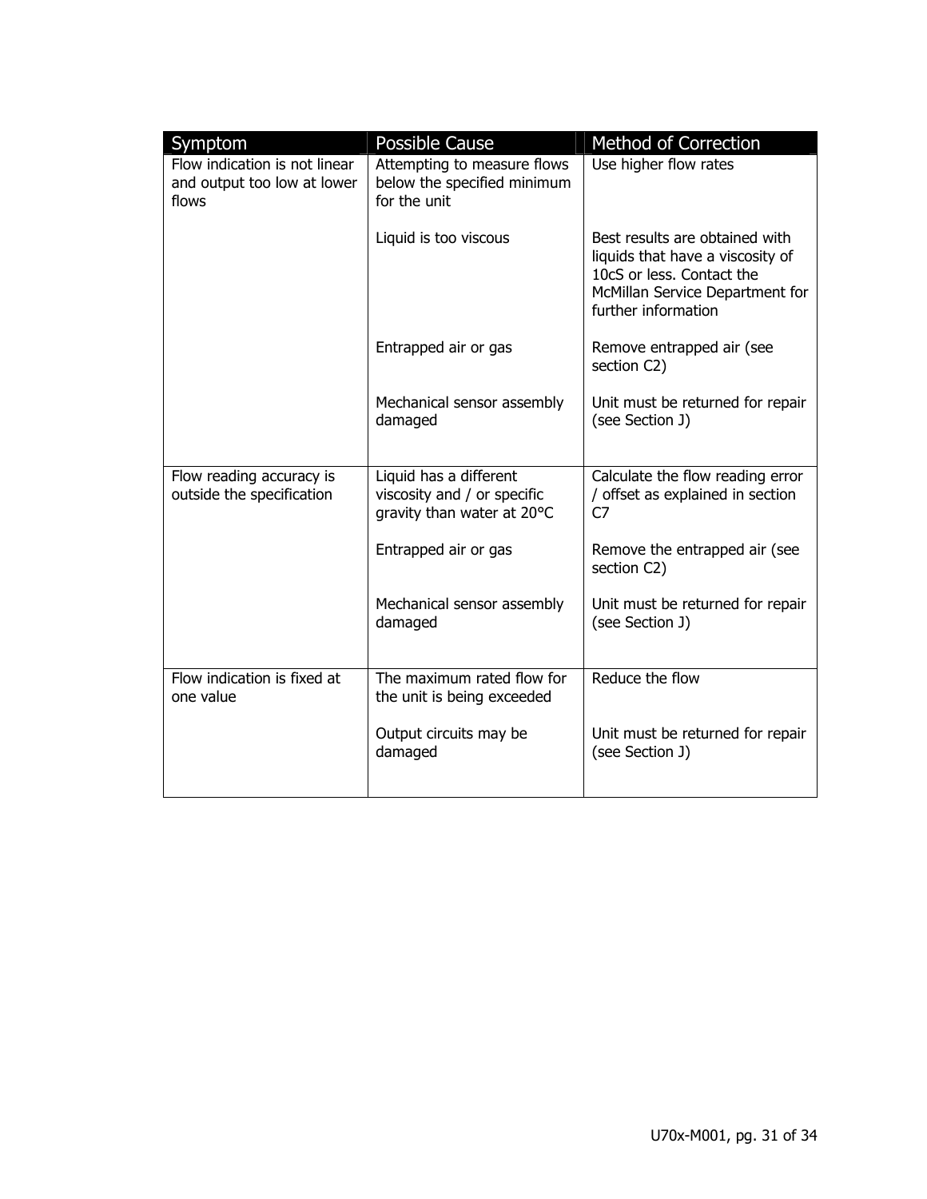| Symptom | Possible Cause | Method of Correction |
| --- | --- | --- |
| Flow indication is not linear and output too low at lower flows | Attempting to measure flows below the specified minimum for the unit | Use higher flow rates |
| | Liquid is too viscous | Best results are obtained with liquids that have a viscosity of 10cS or less. Contact the McMillan Service Department for further information |
| | Entrapped air or gas | Remove entrapped air (see section C2) |
| | Mechanical sensor assembly damaged | Unit must be returned for repair (see Section J) |
| Flow reading accuracy is outside the specification | Liquid has a different viscosity and / or specific gravity than water at 20°C | Calculate the flow reading error / offset as explained in section C7 |
| | Entrapped air or gas | Remove the entrapped air (see section C2) |
| | Mechanical sensor assembly damaged | Unit must be returned for repair (see Section J) |
| Flow indication is fixed at one value | The maximum rated flow for the unit is being exceeded | Reduce the flow |
| | Output circuits may be damaged | Unit must be returned for repair (see Section J) |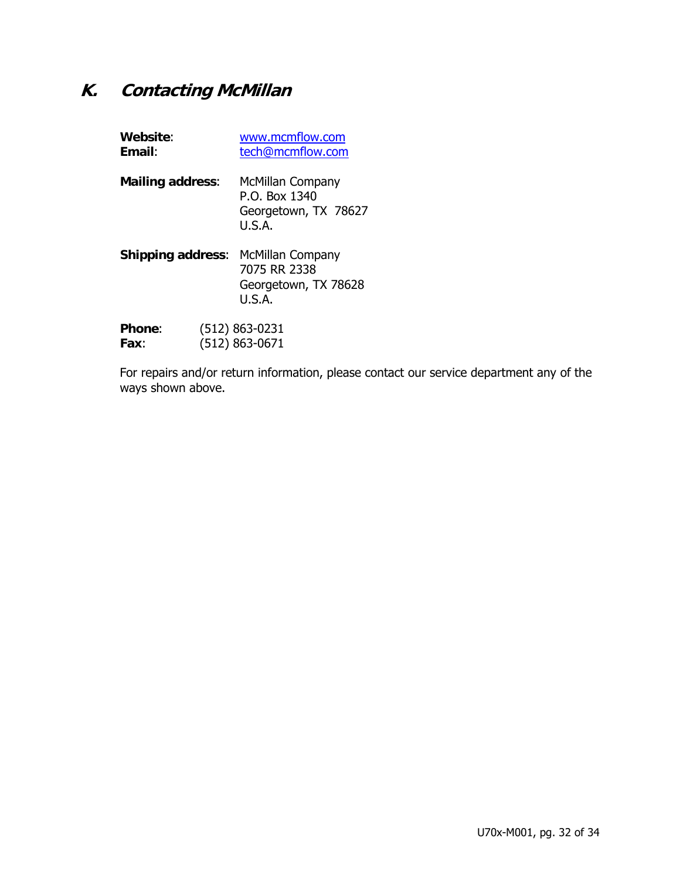## K. *Contacting McMillan*

**Website**: www.mcmflow.com
**Email**: tech@mcmflow.com

**Mailing address**: McMillan Company
P.O. Box 1340
Georgetown, TX 78627
U.S.A.

**Shipping address**: McMillan Company
7075 RR 2338
Georgetown, TX 78628
U.S.A.

**Phone**: (512) 863-0231
**Fax**: (512) 863-0671

For repairs and/or return information, please contact our service department any of the ways shown above.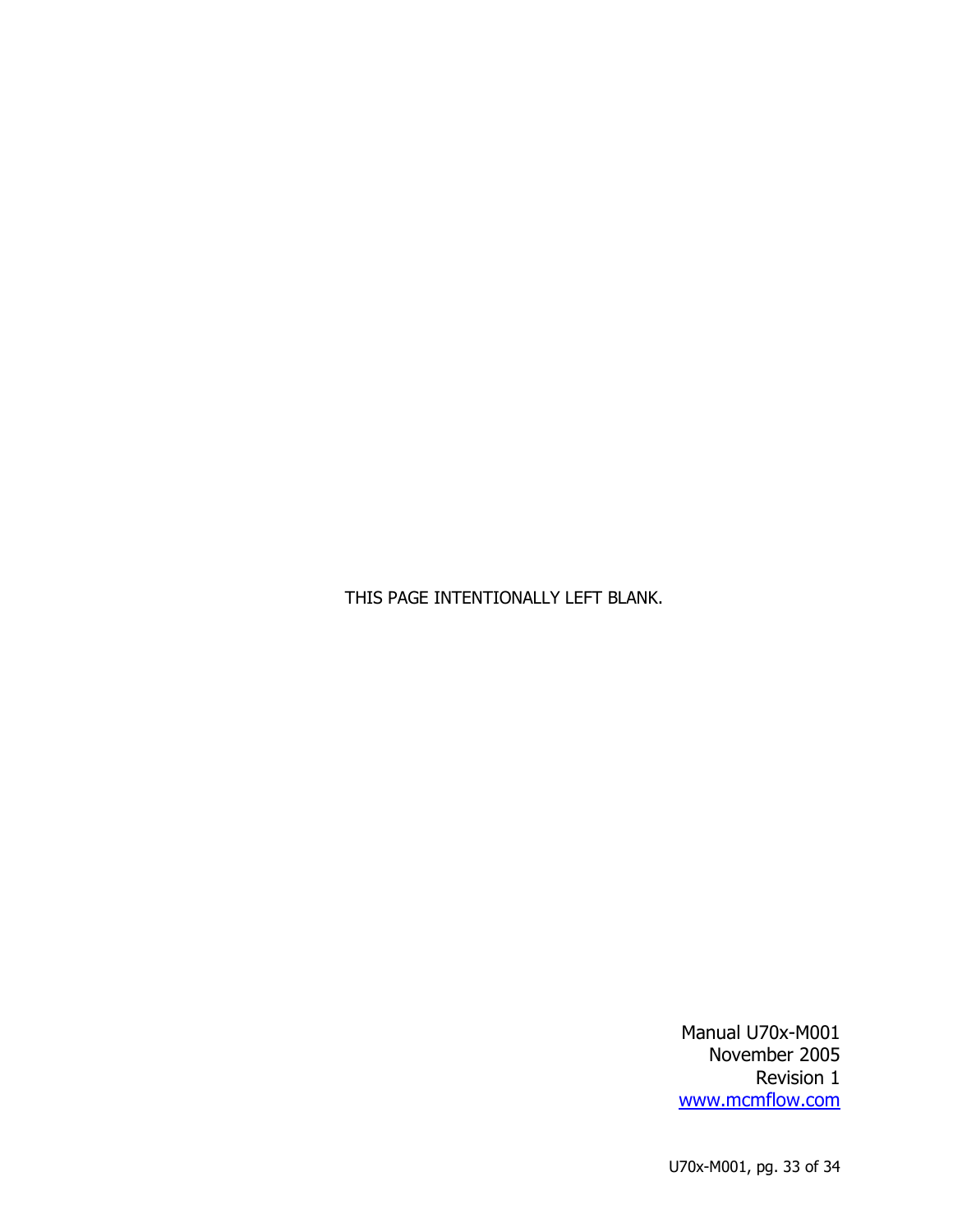THIS PAGE INTENTIONALLY LEFT BLANK.

Manual U70x-M001
November 2005
Revision 1
www.mcmflow.com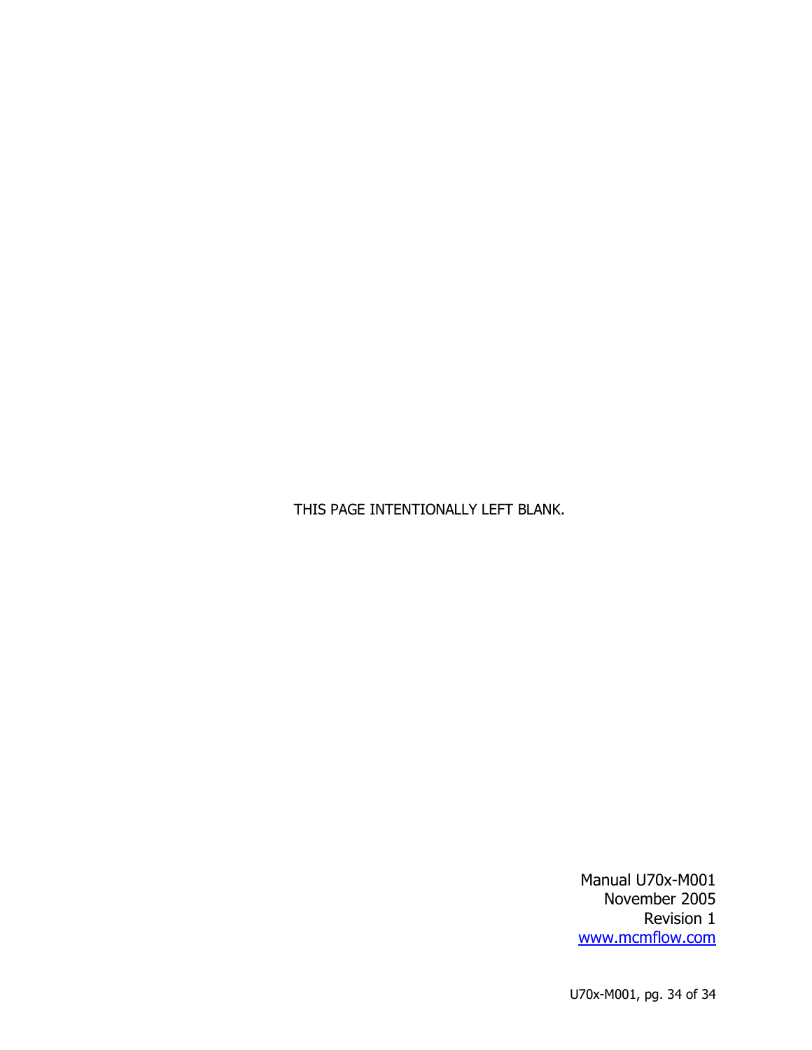THIS PAGE INTENTIONALLY LEFT BLANK.

Manual U70x-M001
November 2005
Revision 1
www.mcmflow.com